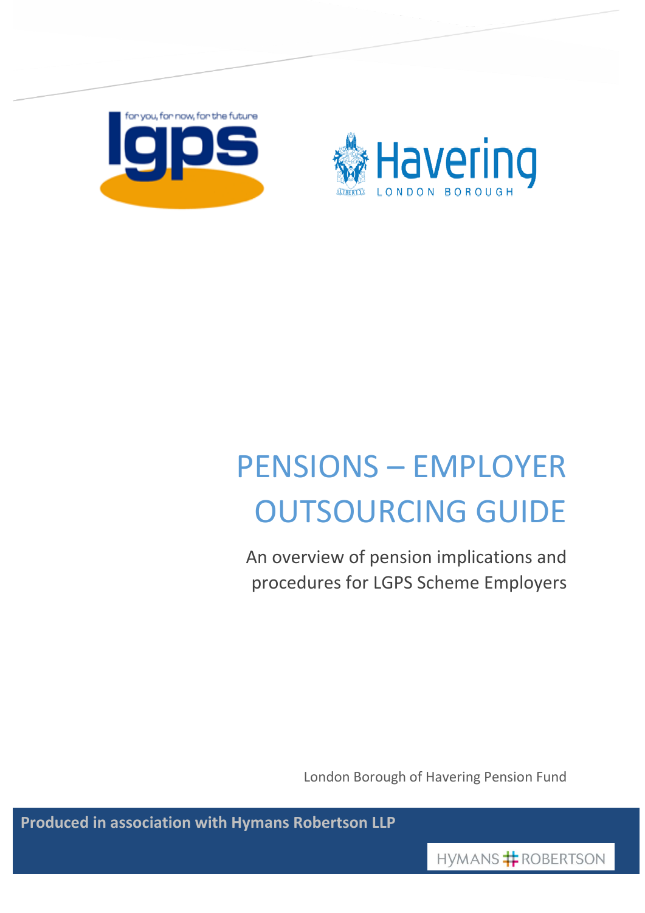# PENSIONS – EMPLOYER OUTSOURCING GUIDE

An overview of pension implications and procedures for LGPS Scheme Employers

London Borough of Havering Pension Fund

**Produced in association with Hymans Robertson LLP**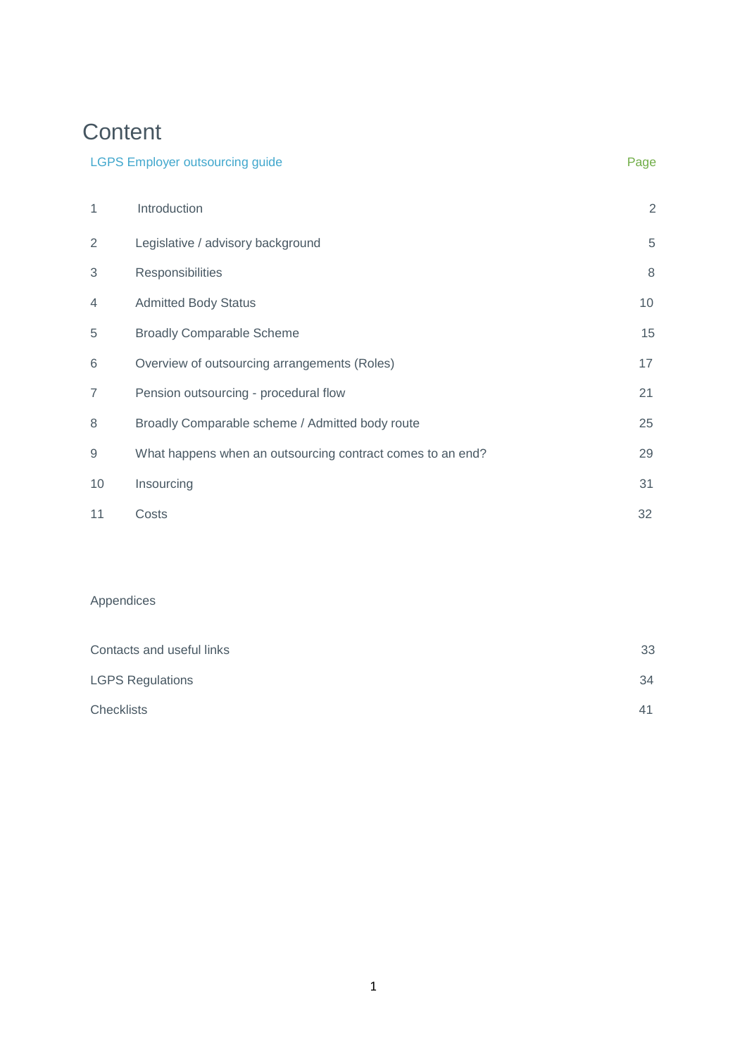# Content

| LGPS Employer outsourcing guide | | Page |
|---|---|---|
| 1 | Introduction | 2 |
| 2 | Legislative / advisory background | 5 |
| 3 | Responsibilities | 8 |
| 4 | Admitted Body Status | 10 |
| 5 | Broadly Comparable Scheme | 15 |
| 6 | Overview of outsourcing arrangements (Roles) | 17 |
| 7 | Pension outsourcing - procedural flow | 21 |
| 8 | Broadly Comparable scheme / Admitted body route | 25 |
| 9 | What happens when an outsourcing contract comes to an end? | 29 |
| 10 | Insourcing | 31 |
| 11 | Costs | 32 |

Appendices

| | |
|---|---|
| Contacts and useful links | 33 |
| LGPS Regulations | 34 |
| Checklists | 41 |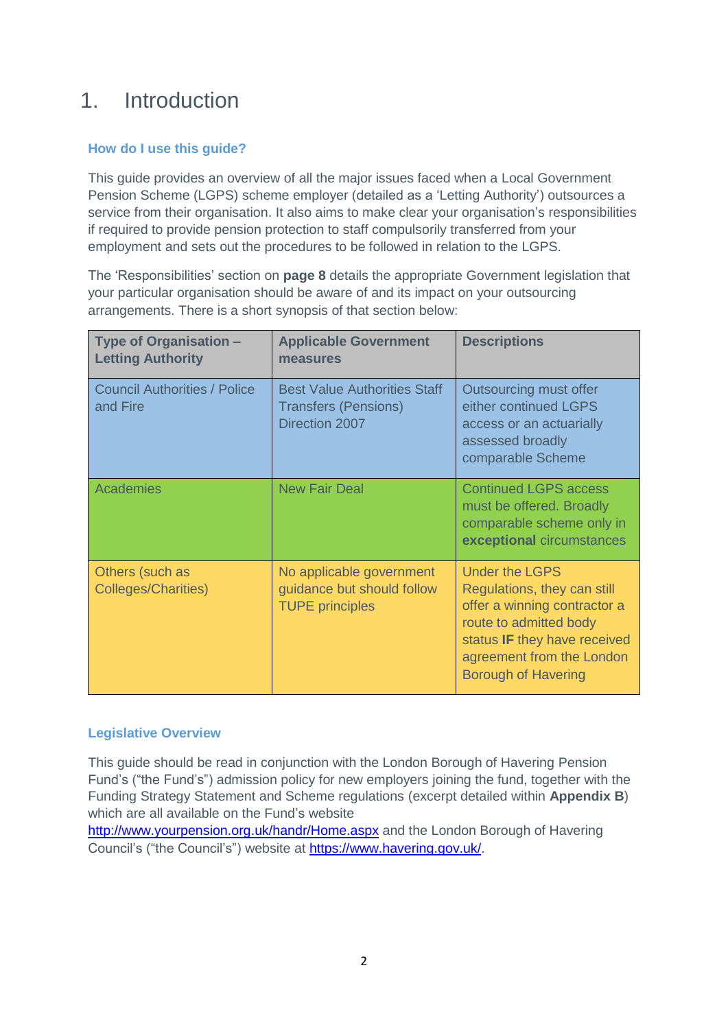# 1. Introduction

### How do I use this guide?

This guide provides an overview of all the major issues faced when a Local Government Pension Scheme (LGPS) scheme employer (detailed as a 'Letting Authority') outsources a service from their organisation. It also aims to make clear your organisation's responsibilities if required to provide pension protection to staff compulsorily transferred from your employment and sets out the procedures to be followed in relation to the LGPS.

The 'Responsibilities' section on **page 8** details the appropriate Government legislation that your particular organisation should be aware of and its impact on your outsourcing arrangements. There is a short synopsis of that section below:

| Type of Organisation – Letting Authority | Applicable Government measures | Descriptions |
|---|---|---|
| Council Authorities / Police and Fire | Best Value Authorities Staff Transfers (Pensions) Direction 2007 | Outsourcing must offer either continued LGPS access or an actuarially assessed broadly comparable Scheme |
| Academies | New Fair Deal | Continued LGPS access must be offered. Broadly comparable scheme only in **exceptional** circumstances |
| Others (such as Colleges/Charities) | No applicable government guidance but should follow TUPE principles | Under the LGPS Regulations, they can still offer a winning contractor a route to admitted body status **IF** they have received agreement from the London Borough of Havering |

### Legislative Overview

This guide should be read in conjunction with the London Borough of Havering Pension Fund's ("the Fund's") admission policy for new employers joining the fund, together with the Funding Strategy Statement and Scheme regulations (excerpt detailed within **Appendix B**) which are all available on the Fund's website http://www.yourpension.org.uk/handr/Home.aspx and the London Borough of Havering Council's ("the Council's") website at https://www.havering.gov.uk/.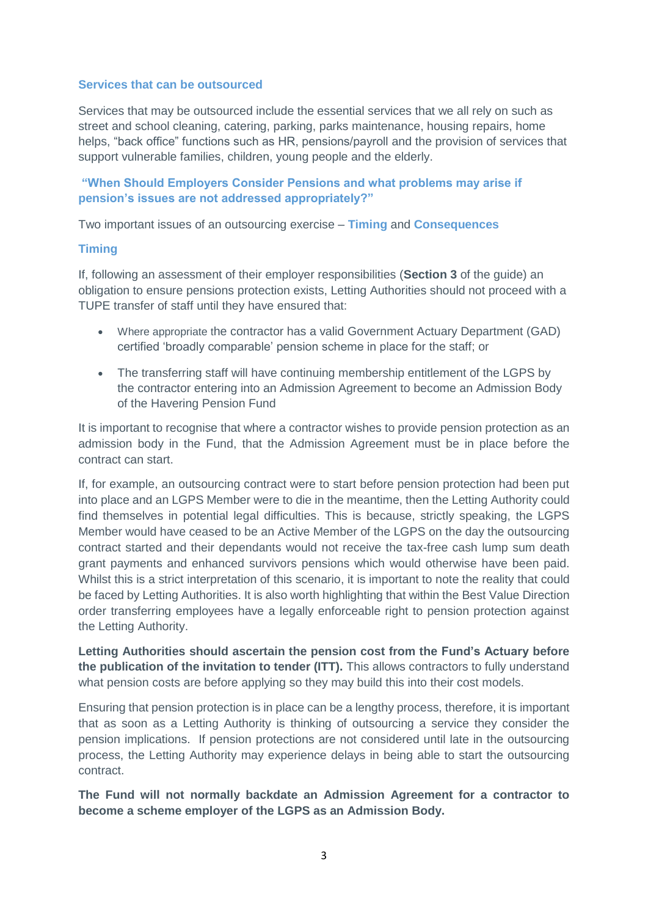### Services that can be outsourced

Services that may be outsourced include the essential services that we all rely on such as street and school cleaning, catering, parking, parks maintenance, housing repairs, home helps, "back office" functions such as HR, pensions/payroll and the provision of services that support vulnerable families, children, young people and the elderly.

### "When Should Employers Consider Pensions and what problems may arise if pension's issues are not addressed appropriately?"

Two important issues of an outsourcing exercise – **Timing** and **Consequences**

### Timing

If, following an assessment of their employer responsibilities (**Section 3** of the guide) an obligation to ensure pensions protection exists, Letting Authorities should not proceed with a TUPE transfer of staff until they have ensured that:

- Where appropriate the contractor has a valid Government Actuary Department (GAD) certified 'broadly comparable' pension scheme in place for the staff; or
- The transferring staff will have continuing membership entitlement of the LGPS by the contractor entering into an Admission Agreement to become an Admission Body of the Havering Pension Fund

It is important to recognise that where a contractor wishes to provide pension protection as an admission body in the Fund, that the Admission Agreement must be in place before the contract can start.

If, for example, an outsourcing contract were to start before pension protection had been put into place and an LGPS Member were to die in the meantime, then the Letting Authority could find themselves in potential legal difficulties. This is because, strictly speaking, the LGPS Member would have ceased to be an Active Member of the LGPS on the day the outsourcing contract started and their dependants would not receive the tax-free cash lump sum death grant payments and enhanced survivors pensions which would otherwise have been paid. Whilst this is a strict interpretation of this scenario, it is important to note the reality that could be faced by Letting Authorities. It is also worth highlighting that within the Best Value Direction order transferring employees have a legally enforceable right to pension protection against the Letting Authority.

**Letting Authorities should ascertain the pension cost from the Fund's Actuary before the publication of the invitation to tender (ITT).** This allows contractors to fully understand what pension costs are before applying so they may build this into their cost models.

Ensuring that pension protection is in place can be a lengthy process, therefore, it is important that as soon as a Letting Authority is thinking of outsourcing a service they consider the pension implications. If pension protections are not considered until late in the outsourcing process, the Letting Authority may experience delays in being able to start the outsourcing contract.

**The Fund will not normally backdate an Admission Agreement for a contractor to become a scheme employer of the LGPS as an Admission Body.**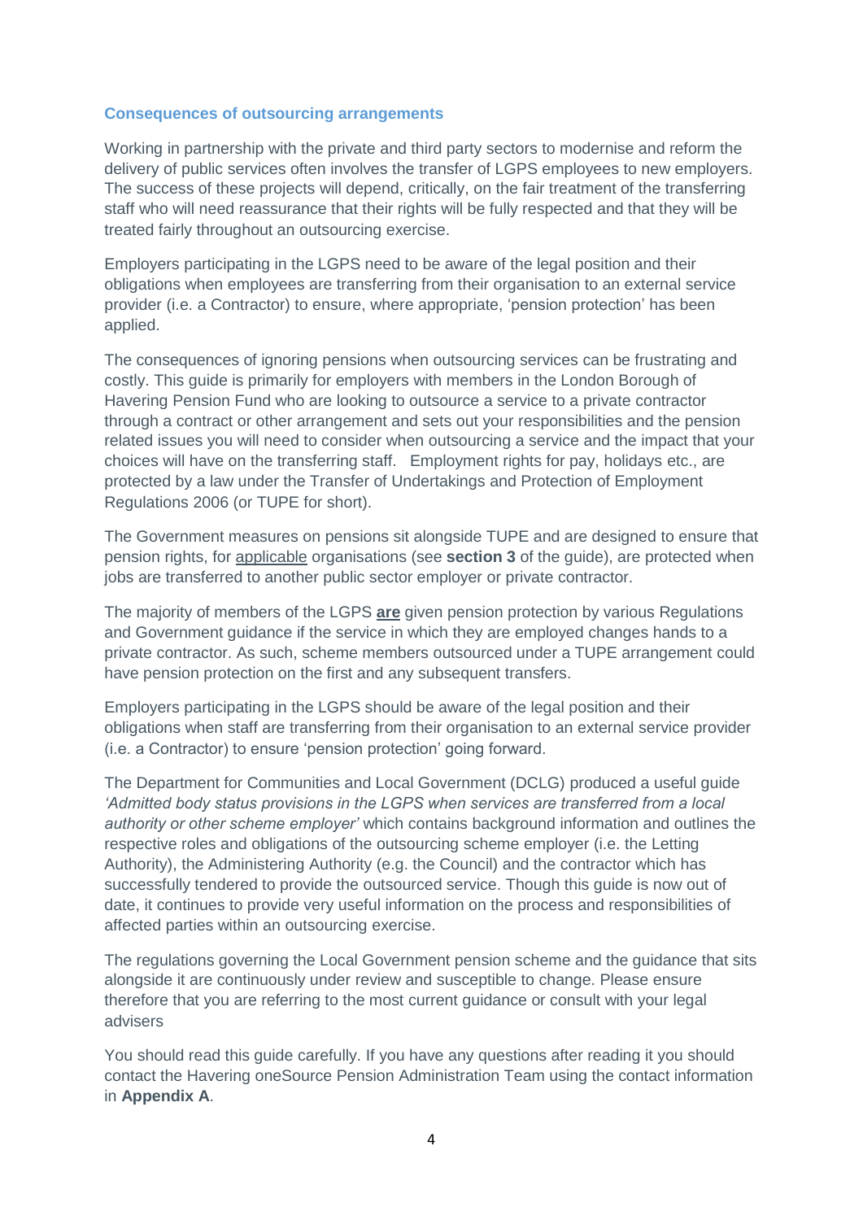### Consequences of outsourcing arrangements

Working in partnership with the private and third party sectors to modernise and reform the delivery of public services often involves the transfer of LGPS employees to new employers. The success of these projects will depend, critically, on the fair treatment of the transferring staff who will need reassurance that their rights will be fully respected and that they will be treated fairly throughout an outsourcing exercise.

Employers participating in the LGPS need to be aware of the legal position and their obligations when employees are transferring from their organisation to an external service provider (i.e. a Contractor) to ensure, where appropriate, 'pension protection' has been applied.

The consequences of ignoring pensions when outsourcing services can be frustrating and costly. This guide is primarily for employers with members in the London Borough of Havering Pension Fund who are looking to outsource a service to a private contractor through a contract or other arrangement and sets out your responsibilities and the pension related issues you will need to consider when outsourcing a service and the impact that your choices will have on the transferring staff. Employment rights for pay, holidays etc., are protected by a law under the Transfer of Undertakings and Protection of Employment Regulations 2006 (or TUPE for short).

The Government measures on pensions sit alongside TUPE and are designed to ensure that pension rights, for applicable organisations (see **section 3** of the guide), are protected when jobs are transferred to another public sector employer or private contractor.

The majority of members of the LGPS **are** given pension protection by various Regulations and Government guidance if the service in which they are employed changes hands to a private contractor. As such, scheme members outsourced under a TUPE arrangement could have pension protection on the first and any subsequent transfers.

Employers participating in the LGPS should be aware of the legal position and their obligations when staff are transferring from their organisation to an external service provider (i.e. a Contractor) to ensure 'pension protection' going forward.

The Department for Communities and Local Government (DCLG) produced a useful guide *'Admitted body status provisions in the LGPS when services are transferred from a local authority or other scheme employer'* which contains background information and outlines the respective roles and obligations of the outsourcing scheme employer (i.e. the Letting Authority), the Administering Authority (e.g. the Council) and the contractor which has successfully tendered to provide the outsourced service. Though this guide is now out of date, it continues to provide very useful information on the process and responsibilities of affected parties within an outsourcing exercise.

The regulations governing the Local Government pension scheme and the guidance that sits alongside it are continuously under review and susceptible to change. Please ensure therefore that you are referring to the most current guidance or consult with your legal advisers

You should read this guide carefully. If you have any questions after reading it you should contact the Havering oneSource Pension Administration Team using the contact information in **Appendix A**.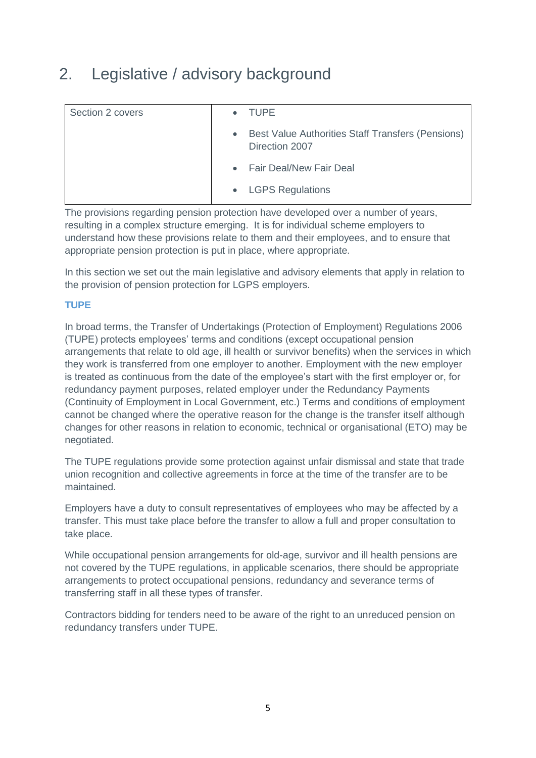# 2. Legislative / advisory background

| Section 2 covers | • TUPE<br>• Best Value Authorities Staff Transfers (Pensions) Direction 2007<br>• Fair Deal/New Fair Deal<br>• LGPS Regulations |
|---|---|

The provisions regarding pension protection have developed over a number of years, resulting in a complex structure emerging. It is for individual scheme employers to understand how these provisions relate to them and their employees, and to ensure that appropriate pension protection is put in place, where appropriate.

In this section we set out the main legislative and advisory elements that apply in relation to the provision of pension protection for LGPS employers.

### TUPE

In broad terms, the Transfer of Undertakings (Protection of Employment) Regulations 2006 (TUPE) protects employees' terms and conditions (except occupational pension arrangements that relate to old age, ill health or survivor benefits) when the services in which they work is transferred from one employer to another. Employment with the new employer is treated as continuous from the date of the employee's start with the first employer or, for redundancy payment purposes, related employer under the Redundancy Payments (Continuity of Employment in Local Government, etc.) Terms and conditions of employment cannot be changed where the operative reason for the change is the transfer itself although changes for other reasons in relation to economic, technical or organisational (ETO) may be negotiated.

The TUPE regulations provide some protection against unfair dismissal and state that trade union recognition and collective agreements in force at the time of the transfer are to be maintained.

Employers have a duty to consult representatives of employees who may be affected by a transfer. This must take place before the transfer to allow a full and proper consultation to take place.

While occupational pension arrangements for old-age, survivor and ill health pensions are not covered by the TUPE regulations, in applicable scenarios, there should be appropriate arrangements to protect occupational pensions, redundancy and severance terms of transferring staff in all these types of transfer.

Contractors bidding for tenders need to be aware of the right to an unreduced pension on redundancy transfers under TUPE.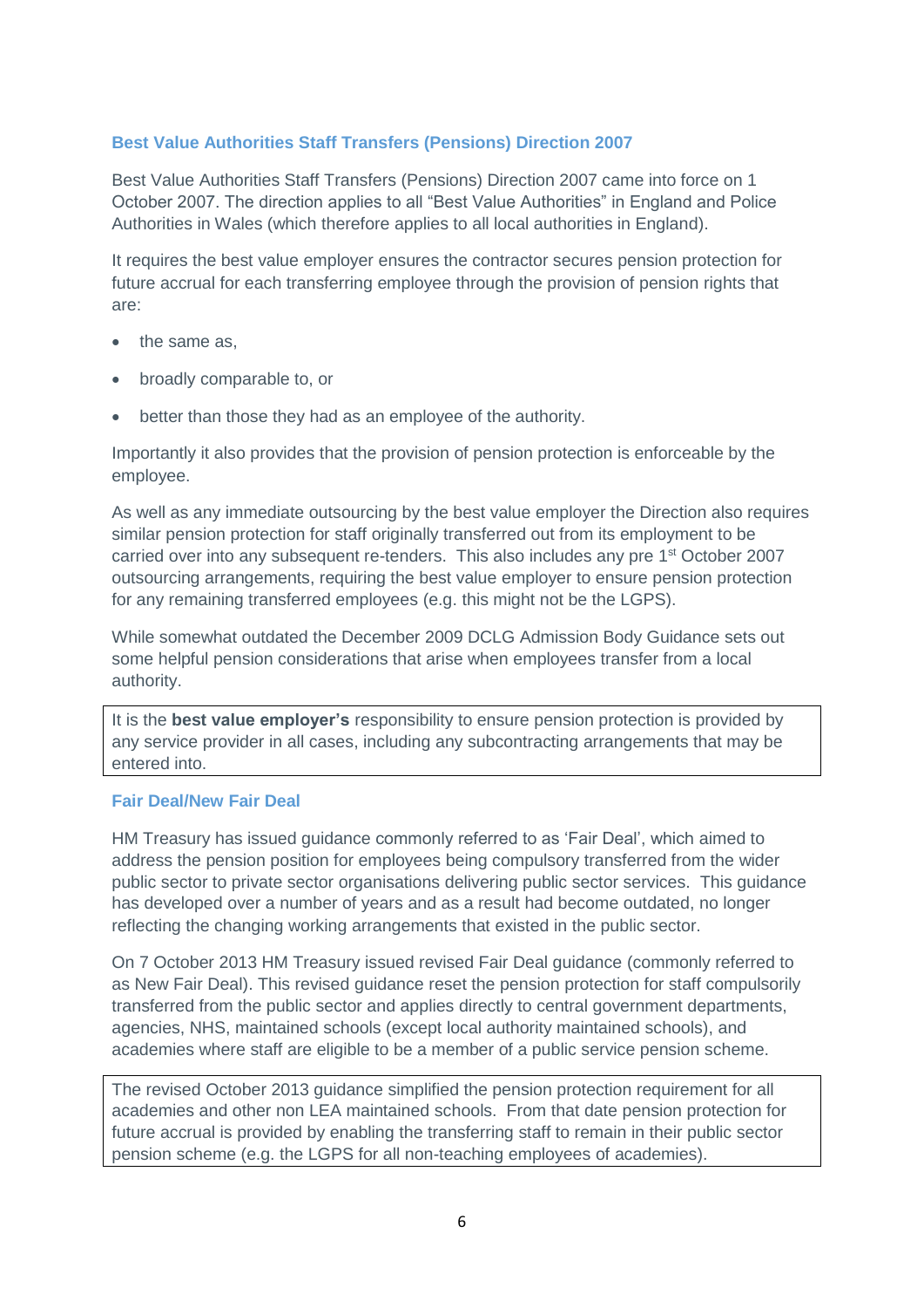### Best Value Authorities Staff Transfers (Pensions) Direction 2007

Best Value Authorities Staff Transfers (Pensions) Direction 2007 came into force on 1 October 2007. The direction applies to all "Best Value Authorities" in England and Police Authorities in Wales (which therefore applies to all local authorities in England).

It requires the best value employer ensures the contractor secures pension protection for future accrual for each transferring employee through the provision of pension rights that are:

- the same as,
- broadly comparable to, or
- better than those they had as an employee of the authority.

Importantly it also provides that the provision of pension protection is enforceable by the employee.

As well as any immediate outsourcing by the best value employer the Direction also requires similar pension protection for staff originally transferred out from its employment to be carried over into any subsequent re-tenders. This also includes any pre 1st October 2007 outsourcing arrangements, requiring the best value employer to ensure pension protection for any remaining transferred employees (e.g. this might not be the LGPS).

While somewhat outdated the December 2009 DCLG Admission Body Guidance sets out some helpful pension considerations that arise when employees transfer from a local authority.

> It is the **best value employer's** responsibility to ensure pension protection is provided by any service provider in all cases, including any subcontracting arrangements that may be entered into.

### Fair Deal/New Fair Deal

HM Treasury has issued guidance commonly referred to as 'Fair Deal', which aimed to address the pension position for employees being compulsory transferred from the wider public sector to private sector organisations delivering public sector services. This guidance has developed over a number of years and as a result had become outdated, no longer reflecting the changing working arrangements that existed in the public sector.

On 7 October 2013 HM Treasury issued revised Fair Deal guidance (commonly referred to as New Fair Deal). This revised guidance reset the pension protection for staff compulsorily transferred from the public sector and applies directly to central government departments, agencies, NHS, maintained schools (except local authority maintained schools), and academies where staff are eligible to be a member of a public service pension scheme.

> The revised October 2013 guidance simplified the pension protection requirement for all academies and other non LEA maintained schools. From that date pension protection for future accrual is provided by enabling the transferring staff to remain in their public sector pension scheme (e.g. the LGPS for all non-teaching employees of academies).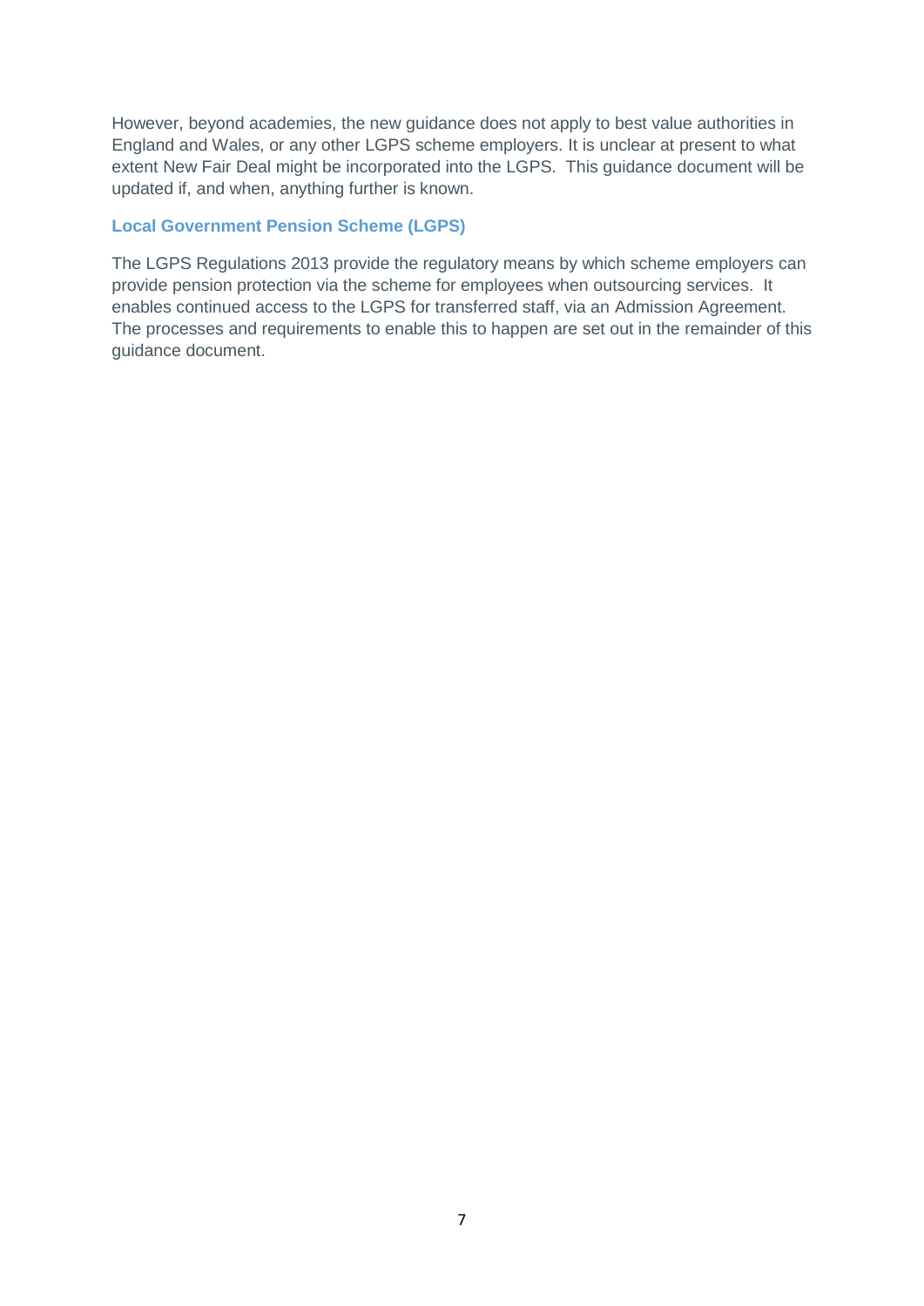However, beyond academies, the new guidance does not apply to best value authorities in England and Wales, or any other LGPS scheme employers. It is unclear at present to what extent New Fair Deal might be incorporated into the LGPS. This guidance document will be updated if, and when, anything further is known.

### Local Government Pension Scheme (LGPS)

The LGPS Regulations 2013 provide the regulatory means by which scheme employers can provide pension protection via the scheme for employees when outsourcing services. It enables continued access to the LGPS for transferred staff, via an Admission Agreement. The processes and requirements to enable this to happen are set out in the remainder of this guidance document.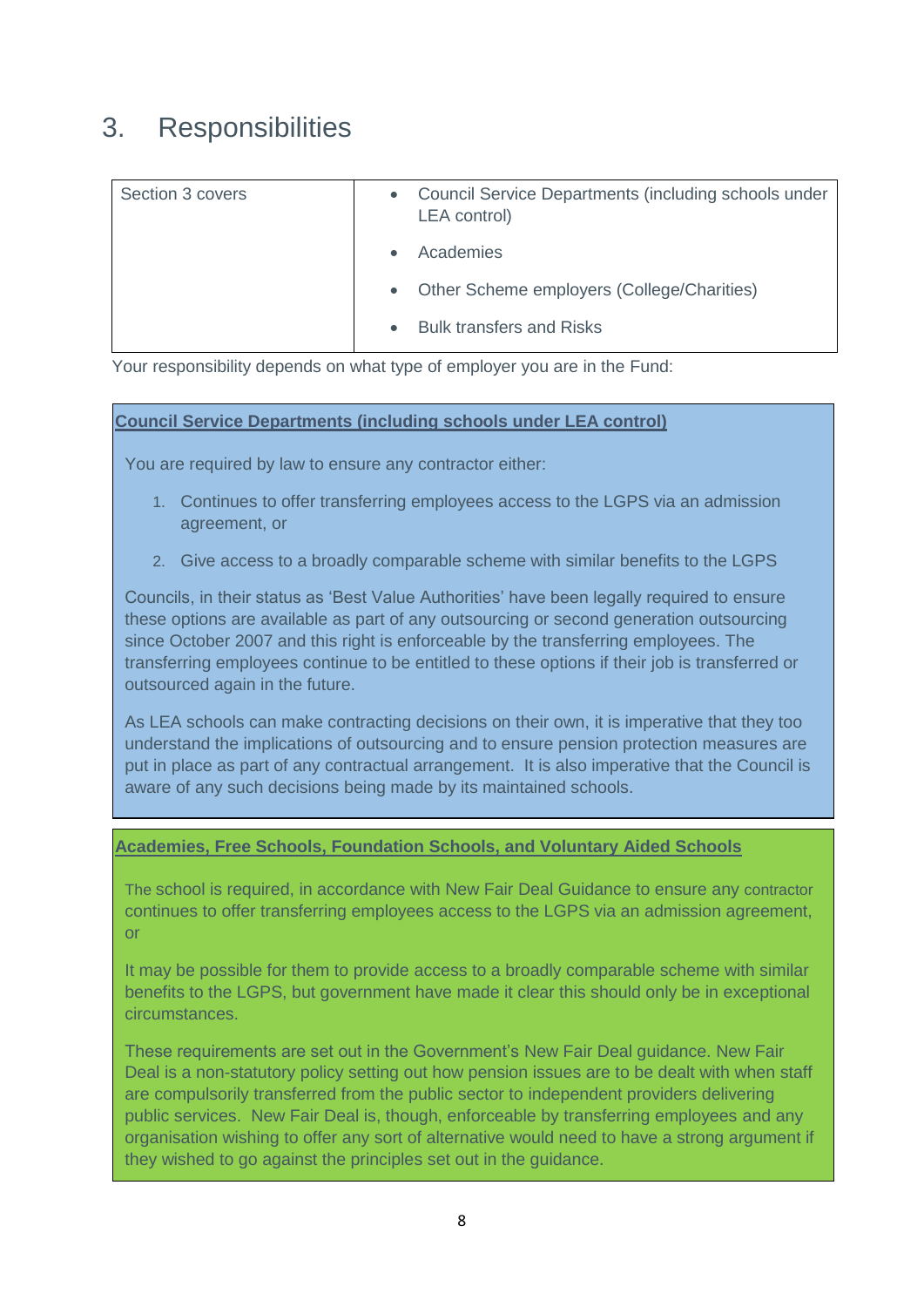# 3. Responsibilities

| | |
|---|---|
| Section 3 covers | • Council Service Departments (including schools under LEA control)<br>• Academies<br>• Other Scheme employers (College/Charities)<br>• Bulk transfers and Risks |

Your responsibility depends on what type of employer you are in the Fund:

**Council Service Departments (including schools under LEA control)**

You are required by law to ensure any contractor either:

1. Continues to offer transferring employees access to the LGPS via an admission agreement, or
2. Give access to a broadly comparable scheme with similar benefits to the LGPS

Councils, in their status as 'Best Value Authorities' have been legally required to ensure these options are available as part of any outsourcing or second generation outsourcing since October 2007 and this right is enforceable by the transferring employees. The transferring employees continue to be entitled to these options if their job is transferred or outsourced again in the future.

As LEA schools can make contracting decisions on their own, it is imperative that they too understand the implications of outsourcing and to ensure pension protection measures are put in place as part of any contractual arrangement. It is also imperative that the Council is aware of any such decisions being made by its maintained schools.

**Academies, Free Schools, Foundation Schools, and Voluntary Aided Schools**

The school is required, in accordance with New Fair Deal Guidance to ensure any contractor continues to offer transferring employees access to the LGPS via an admission agreement, or

It may be possible for them to provide access to a broadly comparable scheme with similar benefits to the LGPS, but government have made it clear this should only be in exceptional circumstances.

These requirements are set out in the Government's New Fair Deal guidance. New Fair Deal is a non-statutory policy setting out how pension issues are to be dealt with when staff are compulsorily transferred from the public sector to independent providers delivering public services. New Fair Deal is, though, enforceable by transferring employees and any organisation wishing to offer any sort of alternative would need to have a strong argument if they wished to go against the principles set out in the guidance.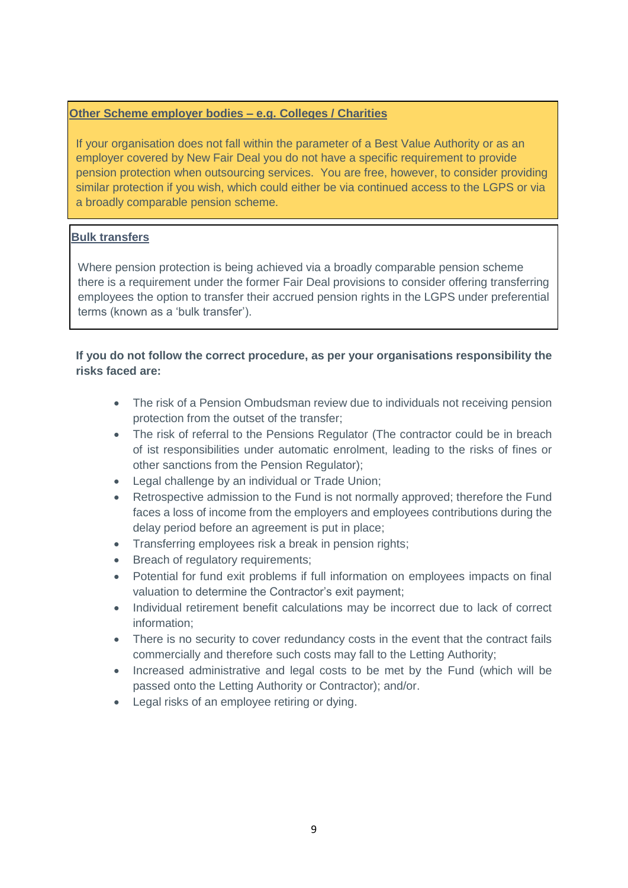**Other Scheme employer bodies – e.g. Colleges / Charities**

If your organisation does not fall within the parameter of a Best Value Authority or as an employer covered by New Fair Deal you do not have a specific requirement to provide pension protection when outsourcing services. You are free, however, to consider providing similar protection if you wish, which could either be via continued access to the LGPS or via a broadly comparable pension scheme.

**Bulk transfers**

Where pension protection is being achieved via a broadly comparable pension scheme there is a requirement under the former Fair Deal provisions to consider offering transferring employees the option to transfer their accrued pension rights in the LGPS under preferential terms (known as a 'bulk transfer').

**If you do not follow the correct procedure, as per your organisations responsibility the risks faced are:**

- The risk of a Pension Ombudsman review due to individuals not receiving pension protection from the outset of the transfer;
- The risk of referral to the Pensions Regulator (The contractor could be in breach of ist responsibilities under automatic enrolment, leading to the risks of fines or other sanctions from the Pension Regulator);
- Legal challenge by an individual or Trade Union;
- Retrospective admission to the Fund is not normally approved; therefore the Fund faces a loss of income from the employers and employees contributions during the delay period before an agreement is put in place;
- Transferring employees risk a break in pension rights;
- Breach of regulatory requirements;
- Potential for fund exit problems if full information on employees impacts on final valuation to determine the Contractor's exit payment;
- Individual retirement benefit calculations may be incorrect due to lack of correct information;
- There is no security to cover redundancy costs in the event that the contract fails commercially and therefore such costs may fall to the Letting Authority;
- Increased administrative and legal costs to be met by the Fund (which will be passed onto the Letting Authority or Contractor); and/or.
- Legal risks of an employee retiring or dying.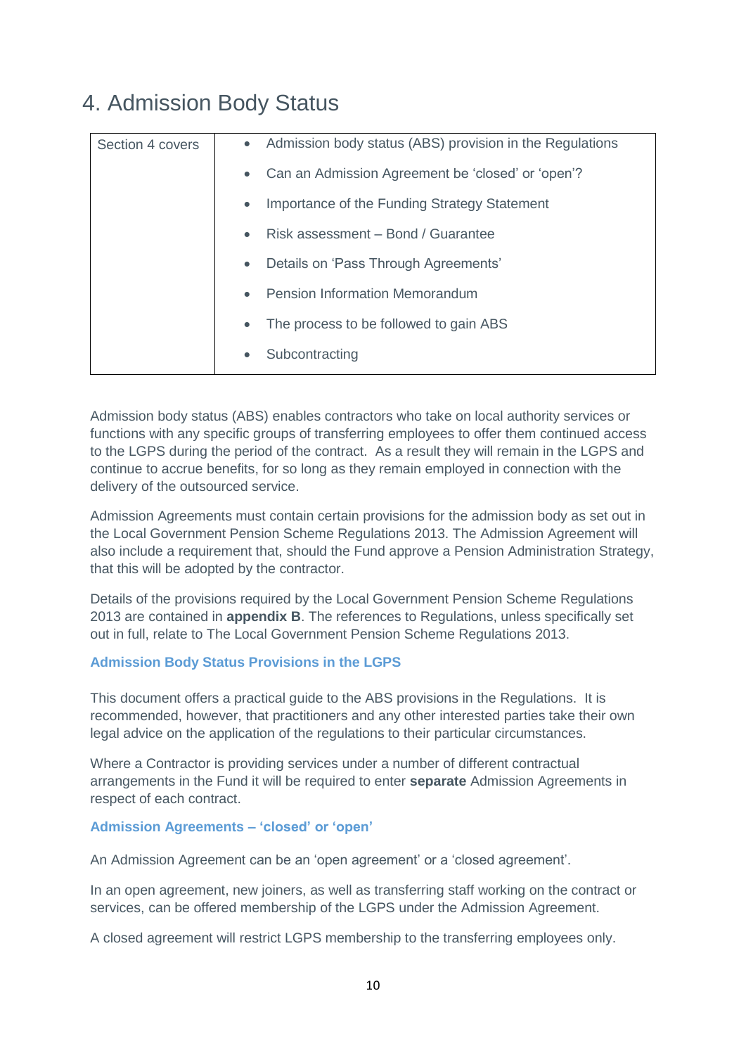# 4. Admission Body Status

| | |
|---|---|
| Section 4 covers | • Admission body status (ABS) provision in the Regulations<br>• Can an Admission Agreement be 'closed' or 'open'?<br>• Importance of the Funding Strategy Statement<br>• Risk assessment – Bond / Guarantee<br>• Details on 'Pass Through Agreements'<br>• Pension Information Memorandum<br>• The process to be followed to gain ABS<br>• Subcontracting |

Admission body status (ABS) enables contractors who take on local authority services or functions with any specific groups of transferring employees to offer them continued access to the LGPS during the period of the contract. As a result they will remain in the LGPS and continue to accrue benefits, for so long as they remain employed in connection with the delivery of the outsourced service.

Admission Agreements must contain certain provisions for the admission body as set out in the Local Government Pension Scheme Regulations 2013. The Admission Agreement will also include a requirement that, should the Fund approve a Pension Administration Strategy, that this will be adopted by the contractor.

Details of the provisions required by the Local Government Pension Scheme Regulations 2013 are contained in **appendix B**. The references to Regulations, unless specifically set out in full, relate to The Local Government Pension Scheme Regulations 2013.

### Admission Body Status Provisions in the LGPS

This document offers a practical guide to the ABS provisions in the Regulations. It is recommended, however, that practitioners and any other interested parties take their own legal advice on the application of the regulations to their particular circumstances.

Where a Contractor is providing services under a number of different contractual arrangements in the Fund it will be required to enter **separate** Admission Agreements in respect of each contract.

### Admission Agreements – 'closed' or 'open'

An Admission Agreement can be an 'open agreement' or a 'closed agreement'.

In an open agreement, new joiners, as well as transferring staff working on the contract or services, can be offered membership of the LGPS under the Admission Agreement.

A closed agreement will restrict LGPS membership to the transferring employees only.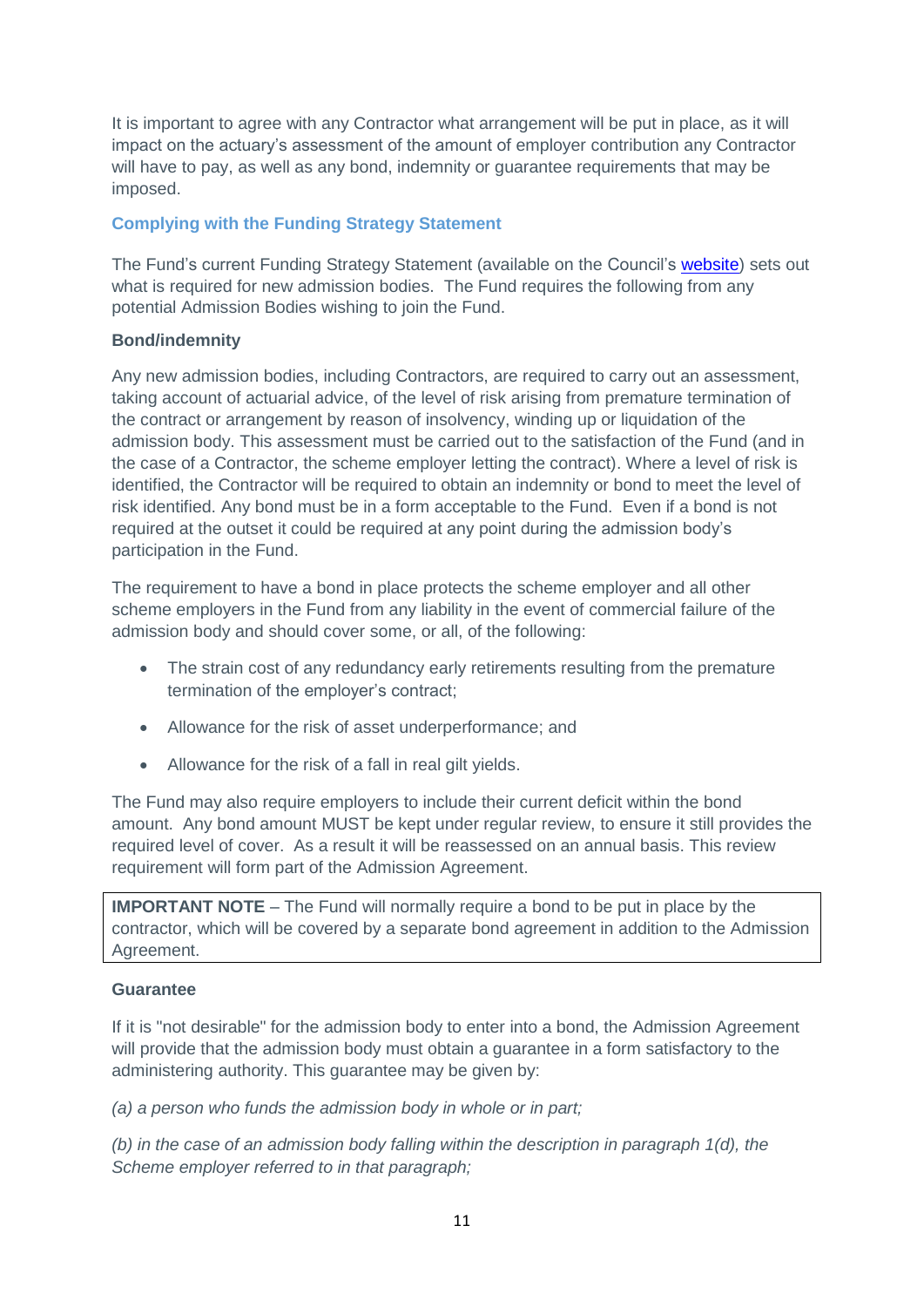It is important to agree with any Contractor what arrangement will be put in place, as it will impact on the actuary's assessment of the amount of employer contribution any Contractor will have to pay, as well as any bond, indemnity or guarantee requirements that may be imposed.

## Complying with the Funding Strategy Statement

The Fund's current Funding Strategy Statement (available on the Council's website) sets out what is required for new admission bodies. The Fund requires the following from any potential Admission Bodies wishing to join the Fund.

### Bond/indemnity

Any new admission bodies, including Contractors, are required to carry out an assessment, taking account of actuarial advice, of the level of risk arising from premature termination of the contract or arrangement by reason of insolvency, winding up or liquidation of the admission body. This assessment must be carried out to the satisfaction of the Fund (and in the case of a Contractor, the scheme employer letting the contract). Where a level of risk is identified, the Contractor will be required to obtain an indemnity or bond to meet the level of risk identified. Any bond must be in a form acceptable to the Fund. Even if a bond is not required at the outset it could be required at any point during the admission body's participation in the Fund.

The requirement to have a bond in place protects the scheme employer and all other scheme employers in the Fund from any liability in the event of commercial failure of the admission body and should cover some, or all, of the following:

- The strain cost of any redundancy early retirements resulting from the premature termination of the employer's contract;
- Allowance for the risk of asset underperformance; and
- Allowance for the risk of a fall in real gilt yields.

The Fund may also require employers to include their current deficit within the bond amount. Any bond amount MUST be kept under regular review, to ensure it still provides the required level of cover. As a result it will be reassessed on an annual basis. This review requirement will form part of the Admission Agreement.

**IMPORTANT NOTE** – The Fund will normally require a bond to be put in place by the contractor, which will be covered by a separate bond agreement in addition to the Admission Agreement.

### Guarantee

If it is "not desirable" for the admission body to enter into a bond, the Admission Agreement will provide that the admission body must obtain a guarantee in a form satisfactory to the administering authority. This guarantee may be given by:

*(a) a person who funds the admission body in whole or in part;*

*(b) in the case of an admission body falling within the description in paragraph 1(d), the Scheme employer referred to in that paragraph;*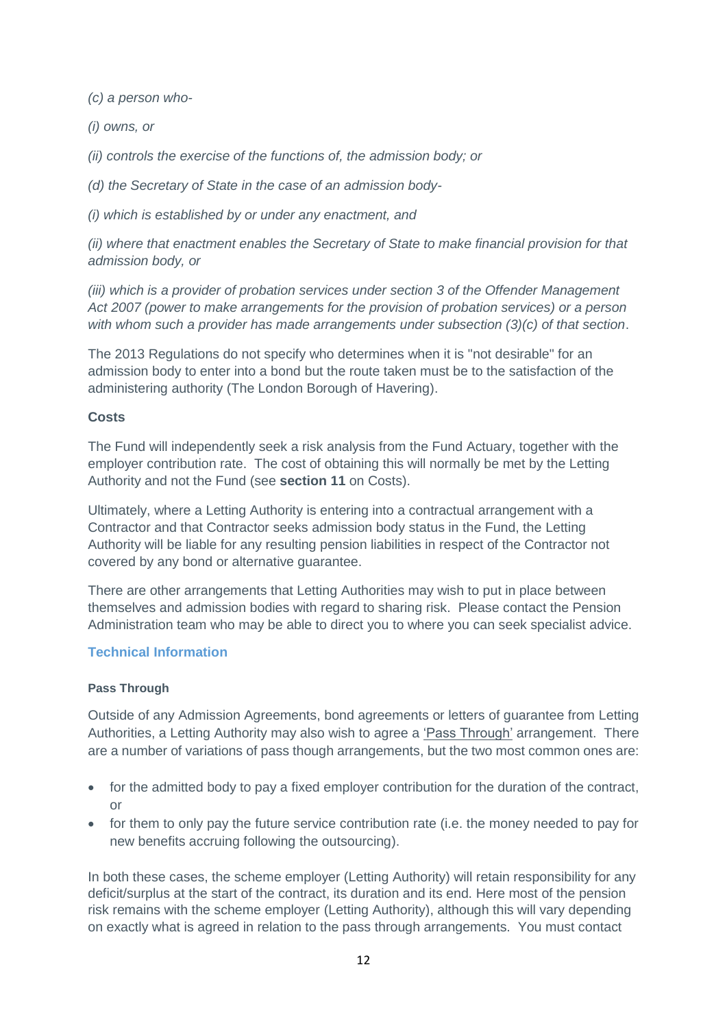*(c) a person who-*

*(i) owns, or*

*(ii) controls the exercise of the functions of, the admission body; or*

*(d) the Secretary of State in the case of an admission body-*

*(i) which is established by or under any enactment, and*

*(ii) where that enactment enables the Secretary of State to make financial provision for that admission body, or*

*(iii) which is a provider of probation services under section 3 of the Offender Management Act 2007 (power to make arrangements for the provision of probation services) or a person with whom such a provider has made arrangements under subsection (3)(c) of that section*.

The 2013 Regulations do not specify who determines when it is "not desirable" for an admission body to enter into a bond but the route taken must be to the satisfaction of the administering authority (The London Borough of Havering).

**Costs**

The Fund will independently seek a risk analysis from the Fund Actuary, together with the employer contribution rate. The cost of obtaining this will normally be met by the Letting Authority and not the Fund (see **section 11** on Costs).

Ultimately, where a Letting Authority is entering into a contractual arrangement with a Contractor and that Contractor seeks admission body status in the Fund, the Letting Authority will be liable for any resulting pension liabilities in respect of the Contractor not covered by any bond or alternative guarantee.

There are other arrangements that Letting Authorities may wish to put in place between themselves and admission bodies with regard to sharing risk. Please contact the Pension Administration team who may be able to direct you to where you can seek specialist advice.

### Technical Information

#### Pass Through

Outside of any Admission Agreements, bond agreements or letters of guarantee from Letting Authorities, a Letting Authority may also wish to agree a 'Pass Through' arrangement. There are a number of variations of pass though arrangements, but the two most common ones are:

- for the admitted body to pay a fixed employer contribution for the duration of the contract, or
- for them to only pay the future service contribution rate (i.e. the money needed to pay for new benefits accruing following the outsourcing).

In both these cases, the scheme employer (Letting Authority) will retain responsibility for any deficit/surplus at the start of the contract, its duration and its end. Here most of the pension risk remains with the scheme employer (Letting Authority), although this will vary depending on exactly what is agreed in relation to the pass through arrangements. You must contact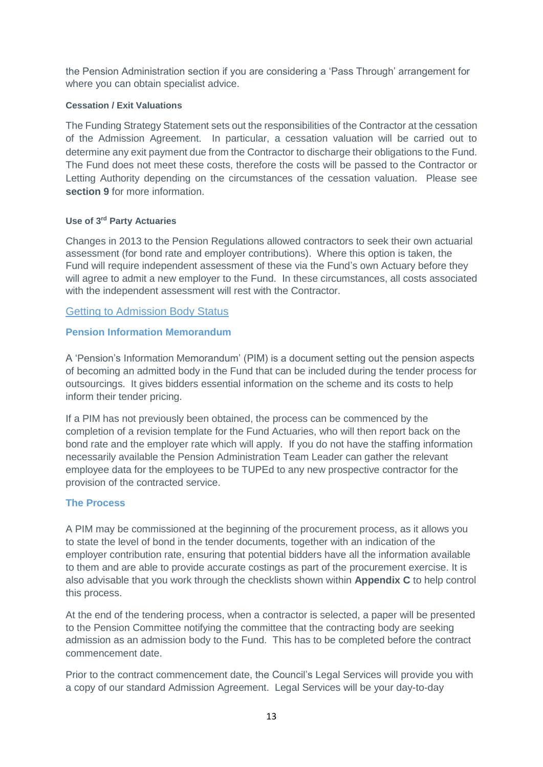the Pension Administration section if you are considering a 'Pass Through' arrangement for where you can obtain specialist advice.

#### Cessation / Exit Valuations

The Funding Strategy Statement sets out the responsibilities of the Contractor at the cessation of the Admission Agreement. In particular, a cessation valuation will be carried out to determine any exit payment due from the Contractor to discharge their obligations to the Fund. The Fund does not meet these costs, therefore the costs will be passed to the Contractor or Letting Authority depending on the circumstances of the cessation valuation. Please see **section 9** for more information.

#### Use of 3rd Party Actuaries

Changes in 2013 to the Pension Regulations allowed contractors to seek their own actuarial assessment (for bond rate and employer contributions). Where this option is taken, the Fund will require independent assessment of these via the Fund's own Actuary before they will agree to admit a new employer to the Fund. In these circumstances, all costs associated with the independent assessment will rest with the Contractor.

## Getting to Admission Body Status

### Pension Information Memorandum

A 'Pension's Information Memorandum' (PIM) is a document setting out the pension aspects of becoming an admitted body in the Fund that can be included during the tender process for outsourcings. It gives bidders essential information on the scheme and its costs to help inform their tender pricing.

If a PIM has not previously been obtained, the process can be commenced by the completion of a revision template for the Fund Actuaries, who will then report back on the bond rate and the employer rate which will apply. If you do not have the staffing information necessarily available the Pension Administration Team Leader can gather the relevant employee data for the employees to be TUPEd to any new prospective contractor for the provision of the contracted service.

### The Process

A PIM may be commissioned at the beginning of the procurement process, as it allows you to state the level of bond in the tender documents, together with an indication of the employer contribution rate, ensuring that potential bidders have all the information available to them and are able to provide accurate costings as part of the procurement exercise. It is also advisable that you work through the checklists shown within **Appendix C** to help control this process.

At the end of the tendering process, when a contractor is selected, a paper will be presented to the Pension Committee notifying the committee that the contracting body are seeking admission as an admission body to the Fund. This has to be completed before the contract commencement date.

Prior to the contract commencement date, the Council's Legal Services will provide you with a copy of our standard Admission Agreement. Legal Services will be your day-to-day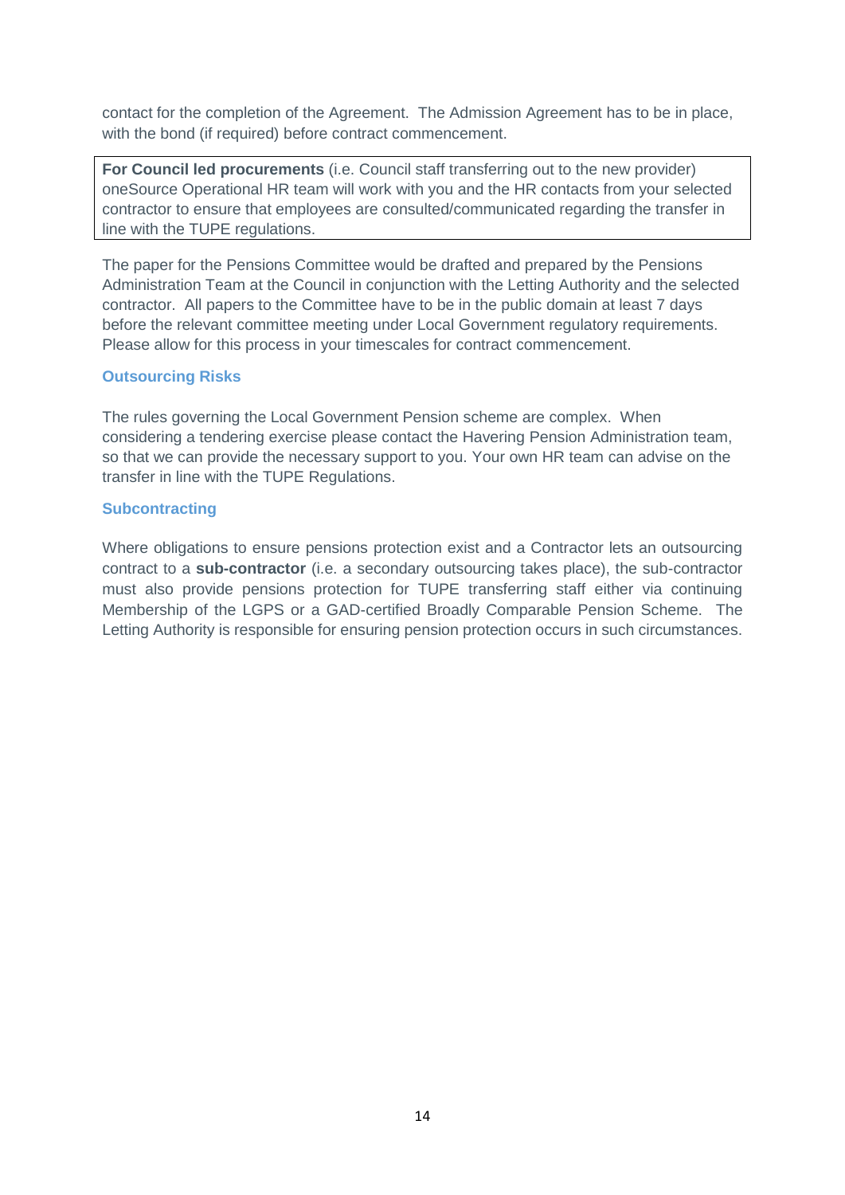contact for the completion of the Agreement. The Admission Agreement has to be in place, with the bond (if required) before contract commencement.

**For Council led procurements** (i.e. Council staff transferring out to the new provider) oneSource Operational HR team will work with you and the HR contacts from your selected contractor to ensure that employees are consulted/communicated regarding the transfer in line with the TUPE regulations.

The paper for the Pensions Committee would be drafted and prepared by the Pensions Administration Team at the Council in conjunction with the Letting Authority and the selected contractor. All papers to the Committee have to be in the public domain at least 7 days before the relevant committee meeting under Local Government regulatory requirements. Please allow for this process in your timescales for contract commencement.

### Outsourcing Risks

The rules governing the Local Government Pension scheme are complex. When considering a tendering exercise please contact the Havering Pension Administration team, so that we can provide the necessary support to you. Your own HR team can advise on the transfer in line with the TUPE Regulations.

### Subcontracting

Where obligations to ensure pensions protection exist and a Contractor lets an outsourcing contract to a **sub-contractor** (i.e. a secondary outsourcing takes place), the sub-contractor must also provide pensions protection for TUPE transferring staff either via continuing Membership of the LGPS or a GAD-certified Broadly Comparable Pension Scheme. The Letting Authority is responsible for ensuring pension protection occurs in such circumstances.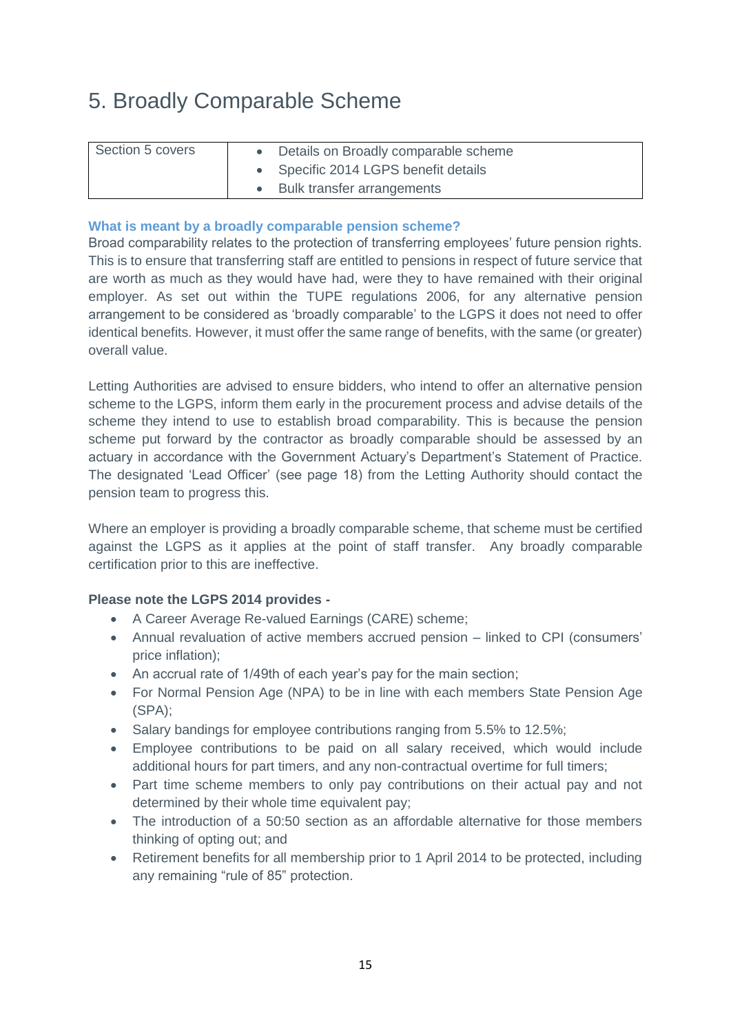# 5. Broadly Comparable Scheme

| Section 5 covers | • Details on Broadly comparable scheme<br>• Specific 2014 LGPS benefit details<br>• Bulk transfer arrangements |
|---|---|

### What is meant by a broadly comparable pension scheme?

Broad comparability relates to the protection of transferring employees' future pension rights. This is to ensure that transferring staff are entitled to pensions in respect of future service that are worth as much as they would have had, were they to have remained with their original employer. As set out within the TUPE regulations 2006, for any alternative pension arrangement to be considered as 'broadly comparable' to the LGPS it does not need to offer identical benefits. However, it must offer the same range of benefits, with the same (or greater) overall value.

Letting Authorities are advised to ensure bidders, who intend to offer an alternative pension scheme to the LGPS, inform them early in the procurement process and advise details of the scheme they intend to use to establish broad comparability. This is because the pension scheme put forward by the contractor as broadly comparable should be assessed by an actuary in accordance with the Government Actuary's Department's Statement of Practice. The designated 'Lead Officer' (see page 18) from the Letting Authority should contact the pension team to progress this.

Where an employer is providing a broadly comparable scheme, that scheme must be certified against the LGPS as it applies at the point of staff transfer. Any broadly comparable certification prior to this are ineffective.

**Please note the LGPS 2014 provides -**

- A Career Average Re-valued Earnings (CARE) scheme;
- Annual revaluation of active members accrued pension – linked to CPI (consumers' price inflation);
- An accrual rate of 1/49th of each year's pay for the main section;
- For Normal Pension Age (NPA) to be in line with each members State Pension Age (SPA);
- Salary bandings for employee contributions ranging from 5.5% to 12.5%;
- Employee contributions to be paid on all salary received, which would include additional hours for part timers, and any non-contractual overtime for full timers;
- Part time scheme members to only pay contributions on their actual pay and not determined by their whole time equivalent pay;
- The introduction of a 50:50 section as an affordable alternative for those members thinking of opting out; and
- Retirement benefits for all membership prior to 1 April 2014 to be protected, including any remaining "rule of 85" protection.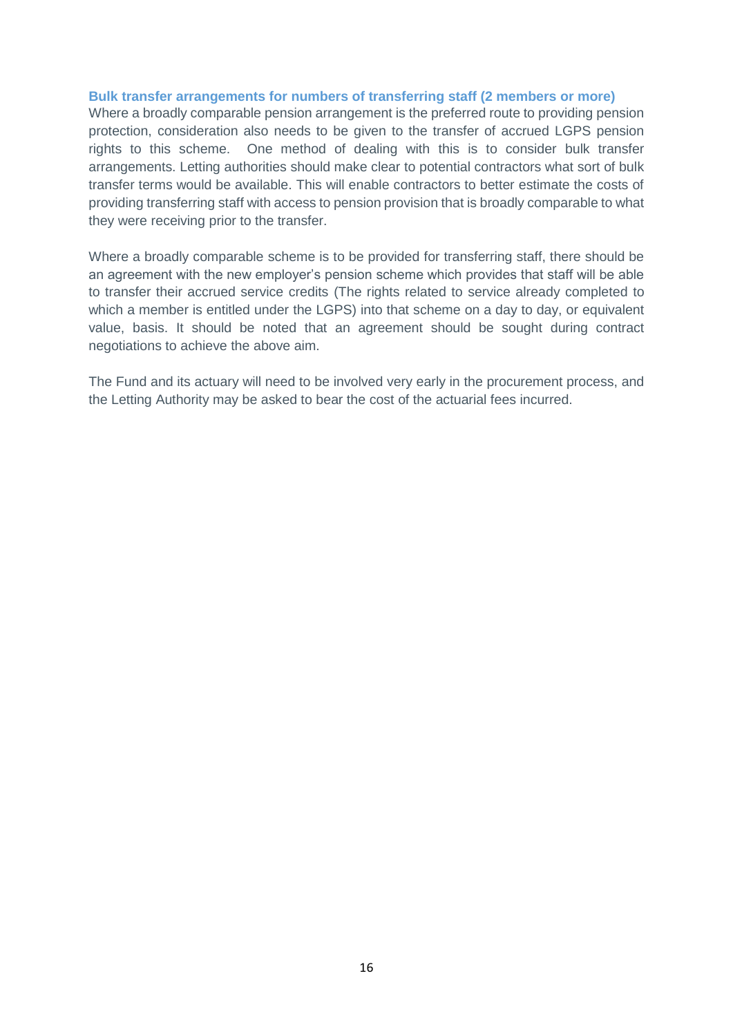### Bulk transfer arrangements for numbers of transferring staff (2 members or more)

Where a broadly comparable pension arrangement is the preferred route to providing pension protection, consideration also needs to be given to the transfer of accrued LGPS pension rights to this scheme. One method of dealing with this is to consider bulk transfer arrangements. Letting authorities should make clear to potential contractors what sort of bulk transfer terms would be available. This will enable contractors to better estimate the costs of providing transferring staff with access to pension provision that is broadly comparable to what they were receiving prior to the transfer.

Where a broadly comparable scheme is to be provided for transferring staff, there should be an agreement with the new employer's pension scheme which provides that staff will be able to transfer their accrued service credits (The rights related to service already completed to which a member is entitled under the LGPS) into that scheme on a day to day, or equivalent value, basis. It should be noted that an agreement should be sought during contract negotiations to achieve the above aim.

The Fund and its actuary will need to be involved very early in the procurement process, and the Letting Authority may be asked to bear the cost of the actuarial fees incurred.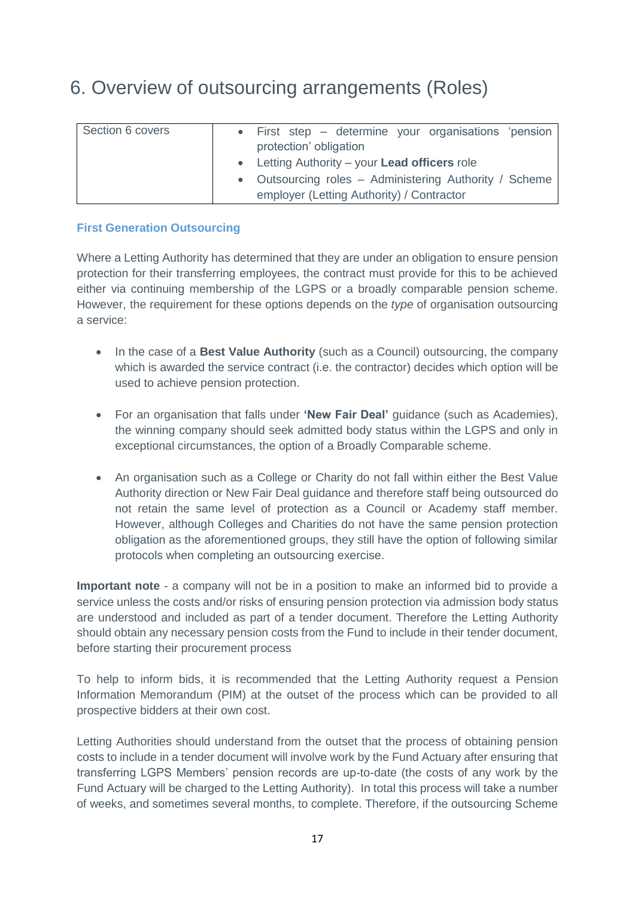# 6. Overview of outsourcing arrangements (Roles)

| | |
|---|---|
| Section 6 covers | • First step – determine your organisations 'pension protection' obligation<br>• Letting Authority – your **Lead officers** role<br>• Outsourcing roles – Administering Authority / Scheme employer (Letting Authority) / Contractor |

### First Generation Outsourcing

Where a Letting Authority has determined that they are under an obligation to ensure pension protection for their transferring employees, the contract must provide for this to be achieved either via continuing membership of the LGPS or a broadly comparable pension scheme. However, the requirement for these options depends on the *type* of organisation outsourcing a service:

- In the case of a **Best Value Authority** (such as a Council) outsourcing, the company which is awarded the service contract (i.e. the contractor) decides which option will be used to achieve pension protection.

- For an organisation that falls under **'New Fair Deal'** guidance (such as Academies), the winning company should seek admitted body status within the LGPS and only in exceptional circumstances, the option of a Broadly Comparable scheme.

- An organisation such as a College or Charity do not fall within either the Best Value Authority direction or New Fair Deal guidance and therefore staff being outsourced do not retain the same level of protection as a Council or Academy staff member. However, although Colleges and Charities do not have the same pension protection obligation as the aforementioned groups, they still have the option of following similar protocols when completing an outsourcing exercise.

**Important note** - a company will not be in a position to make an informed bid to provide a service unless the costs and/or risks of ensuring pension protection via admission body status are understood and included as part of a tender document. Therefore the Letting Authority should obtain any necessary pension costs from the Fund to include in their tender document, before starting their procurement process

To help to inform bids, it is recommended that the Letting Authority request a Pension Information Memorandum (PIM) at the outset of the process which can be provided to all prospective bidders at their own cost.

Letting Authorities should understand from the outset that the process of obtaining pension costs to include in a tender document will involve work by the Fund Actuary after ensuring that transferring LGPS Members' pension records are up-to-date (the costs of any work by the Fund Actuary will be charged to the Letting Authority). In total this process will take a number of weeks, and sometimes several months, to complete. Therefore, if the outsourcing Scheme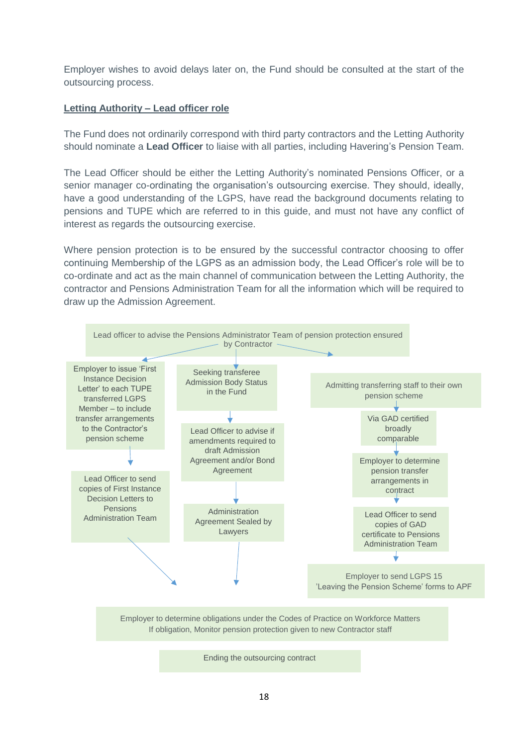Employer wishes to avoid delays later on, the Fund should be consulted at the start of the outsourcing process.

## Letting Authority – Lead officer role

The Fund does not ordinarily correspond with third party contractors and the Letting Authority should nominate a **Lead Officer** to liaise with all parties, including Havering's Pension Team.

The Lead Officer should be either the Letting Authority's nominated Pensions Officer, or a senior manager co-ordinating the organisation's outsourcing exercise. They should, ideally, have a good understanding of the LGPS, have read the background documents relating to pensions and TUPE which are referred to in this guide, and must not have any conflict of interest as regards the outsourcing exercise.

Where pension protection is to be ensured by the successful contractor choosing to offer continuing Membership of the LGPS as an admission body, the Lead Officer's role will be to co-ordinate and act as the main channel of communication between the Letting Authority, the contractor and Pensions Administration Team for all the information which will be required to draw up the Admission Agreement.

Lead officer to advise the Pensions Administrator Team of pension protection ensured by Contractor

Employer to issue 'First Instance Decision Letter' to each TUPE transferred LGPS Member – to include transfer arrangements to the Contractor's pension scheme

Lead Officer to send copies of First Instance Decision Letters to Pensions Administration Team

Seeking transferee Admission Body Status in the Fund

Lead Officer to advise if amendments required to draft Admission Agreement and/or Bond Agreement

Administration Agreement Sealed by Lawyers

Admitting transferring staff to their own pension scheme

Via GAD certified broadly comparable

Employer to determine pension transfer arrangements in contract

Lead Officer to send copies of GAD certificate to Pensions Administration Team

Employer to send LGPS 15 'Leaving the Pension Scheme' forms to APF

Employer to determine obligations under the Codes of Practice on Workforce Matters
If obligation, Monitor pension protection given to new Contractor staff

Ending the outsourcing contract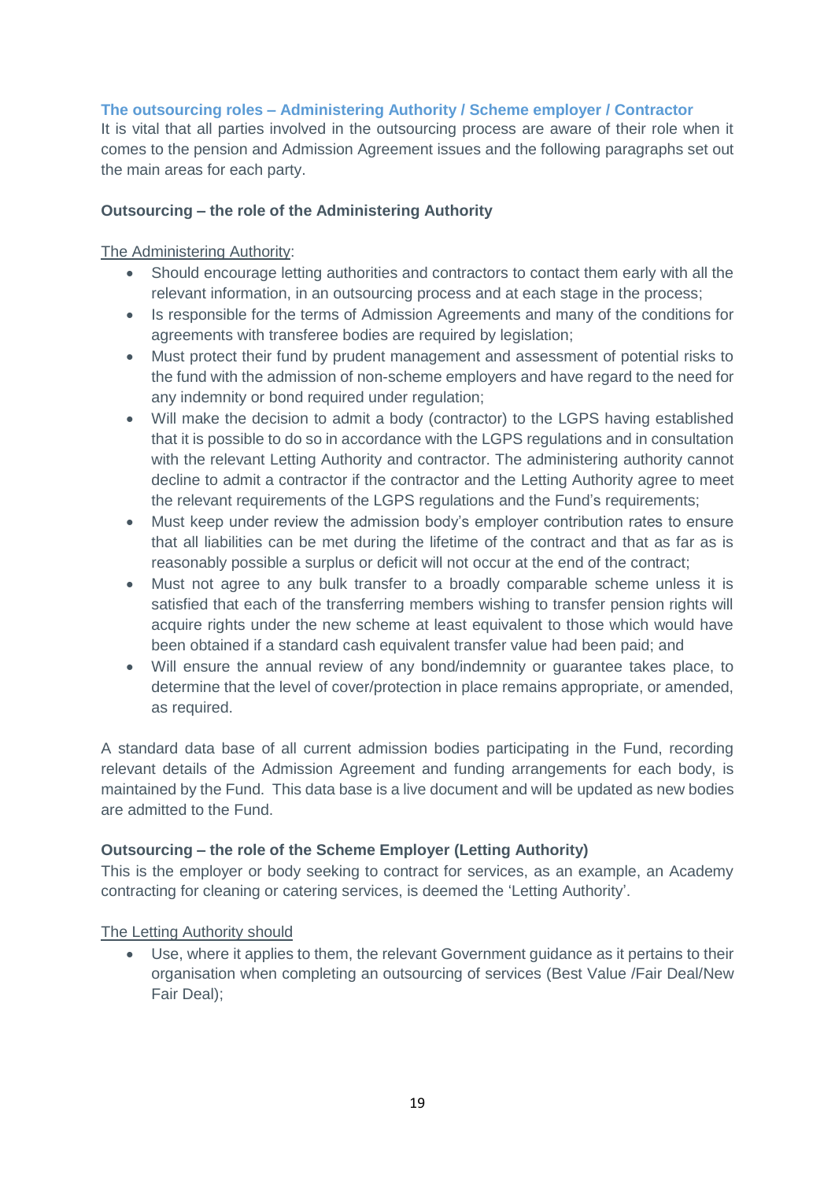### The outsourcing roles – Administering Authority / Scheme employer / Contractor

It is vital that all parties involved in the outsourcing process are aware of their role when it comes to the pension and Admission Agreement issues and the following paragraphs set out the main areas for each party.

#### Outsourcing – the role of the Administering Authority

The Administering Authority:

- Should encourage letting authorities and contractors to contact them early with all the relevant information, in an outsourcing process and at each stage in the process;
- Is responsible for the terms of Admission Agreements and many of the conditions for agreements with transferee bodies are required by legislation;
- Must protect their fund by prudent management and assessment of potential risks to the fund with the admission of non-scheme employers and have regard to the need for any indemnity or bond required under regulation;
- Will make the decision to admit a body (contractor) to the LGPS having established that it is possible to do so in accordance with the LGPS regulations and in consultation with the relevant Letting Authority and contractor. The administering authority cannot decline to admit a contractor if the contractor and the Letting Authority agree to meet the relevant requirements of the LGPS regulations and the Fund's requirements;
- Must keep under review the admission body's employer contribution rates to ensure that all liabilities can be met during the lifetime of the contract and that as far as is reasonably possible a surplus or deficit will not occur at the end of the contract;
- Must not agree to any bulk transfer to a broadly comparable scheme unless it is satisfied that each of the transferring members wishing to transfer pension rights will acquire rights under the new scheme at least equivalent to those which would have been obtained if a standard cash equivalent transfer value had been paid; and
- Will ensure the annual review of any bond/indemnity or guarantee takes place, to determine that the level of cover/protection in place remains appropriate, or amended, as required.

A standard data base of all current admission bodies participating in the Fund, recording relevant details of the Admission Agreement and funding arrangements for each body, is maintained by the Fund. This data base is a live document and will be updated as new bodies are admitted to the Fund.

#### Outsourcing – the role of the Scheme Employer (Letting Authority)

This is the employer or body seeking to contract for services, as an example, an Academy contracting for cleaning or catering services, is deemed the 'Letting Authority'.

The Letting Authority should

- Use, where it applies to them, the relevant Government guidance as it pertains to their organisation when completing an outsourcing of services (Best Value /Fair Deal/New Fair Deal);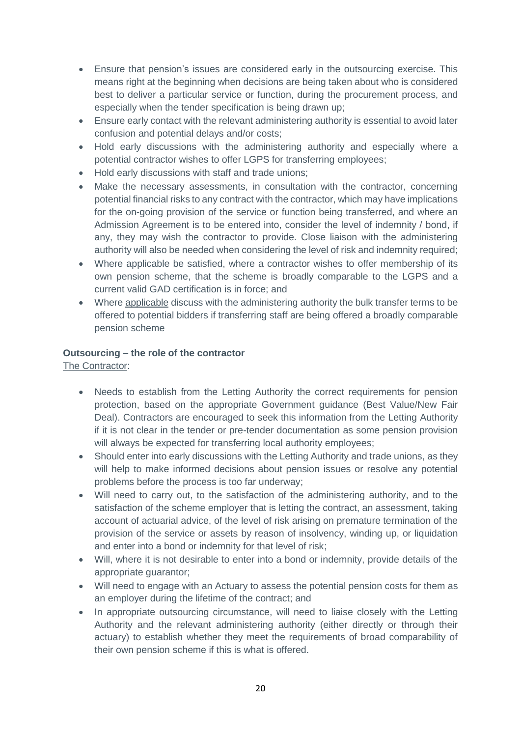- Ensure that pension's issues are considered early in the outsourcing exercise. This means right at the beginning when decisions are being taken about who is considered best to deliver a particular service or function, during the procurement process, and especially when the tender specification is being drawn up;
- Ensure early contact with the relevant administering authority is essential to avoid later confusion and potential delays and/or costs;
- Hold early discussions with the administering authority and especially where a potential contractor wishes to offer LGPS for transferring employees;
- Hold early discussions with staff and trade unions;
- Make the necessary assessments, in consultation with the contractor, concerning potential financial risks to any contract with the contractor, which may have implications for the on-going provision of the service or function being transferred, and where an Admission Agreement is to be entered into, consider the level of indemnity / bond, if any, they may wish the contractor to provide. Close liaison with the administering authority will also be needed when considering the level of risk and indemnity required;
- Where applicable be satisfied, where a contractor wishes to offer membership of its own pension scheme, that the scheme is broadly comparable to the LGPS and a current valid GAD certification is in force; and
- Where applicable discuss with the administering authority the bulk transfer terms to be offered to potential bidders if transferring staff are being offered a broadly comparable pension scheme

**Outsourcing – the role of the contractor**

The Contractor:

- Needs to establish from the Letting Authority the correct requirements for pension protection, based on the appropriate Government guidance (Best Value/New Fair Deal). Contractors are encouraged to seek this information from the Letting Authority if it is not clear in the tender or pre-tender documentation as some pension provision will always be expected for transferring local authority employees;
- Should enter into early discussions with the Letting Authority and trade unions, as they will help to make informed decisions about pension issues or resolve any potential problems before the process is too far underway;
- Will need to carry out, to the satisfaction of the administering authority, and to the satisfaction of the scheme employer that is letting the contract, an assessment, taking account of actuarial advice, of the level of risk arising on premature termination of the provision of the service or assets by reason of insolvency, winding up, or liquidation and enter into a bond or indemnity for that level of risk;
- Will, where it is not desirable to enter into a bond or indemnity, provide details of the appropriate guarantor;
- Will need to engage with an Actuary to assess the potential pension costs for them as an employer during the lifetime of the contract; and
- In appropriate outsourcing circumstance, will need to liaise closely with the Letting Authority and the relevant administering authority (either directly or through their actuary) to establish whether they meet the requirements of broad comparability of their own pension scheme if this is what is offered.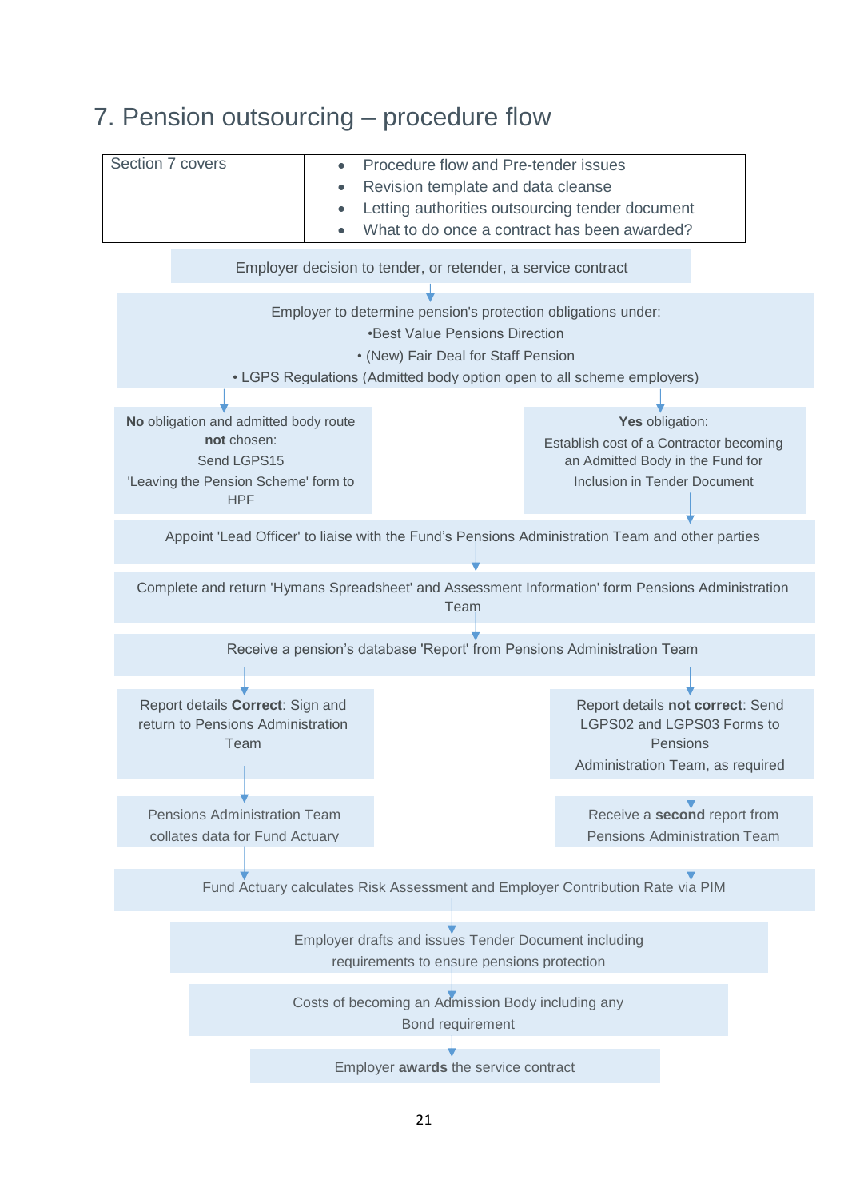# 7. Pension outsourcing – procedure flow

| | |
|---|---|
| Section 7 covers | • Procedure flow and Pre-tender issues<br>• Revision template and data cleanse<br>• Letting authorities outsourcing tender document<br>• What to do once a contract has been awarded? |

Employer decision to tender, or retender, a service contract

Employer to determine pension's protection obligations under:
•Best Value Pensions Direction
• (New) Fair Deal for Staff Pension
• LGPS Regulations (Admitted body option open to all scheme employers)

**No** obligation and admitted body route **not** chosen:
Send LGPS15
'Leaving the Pension Scheme' form to HPF

**Yes** obligation:
Establish cost of a Contractor becoming an Admitted Body in the Fund for Inclusion in Tender Document

Appoint 'Lead Officer' to liaise with the Fund's Pensions Administration Team and other parties

Complete and return 'Hymans Spreadsheet' and Assessment Information' form Pensions Administration Team

Receive a pension's database 'Report' from Pensions Administration Team

Report details **Correct**: Sign and return to Pensions Administration Team

Pensions Administration Team collates data for Fund Actuary

Report details **not correct**: Send LGPS02 and LGPS03 Forms to Pensions Administration Team, as required

Receive a **second** report from Pensions Administration Team

Fund Actuary calculates Risk Assessment and Employer Contribution Rate via PIM

Employer drafts and issues Tender Document including requirements to ensure pensions protection

Costs of becoming an Admission Body including any Bond requirement

Employer **awards** the service contract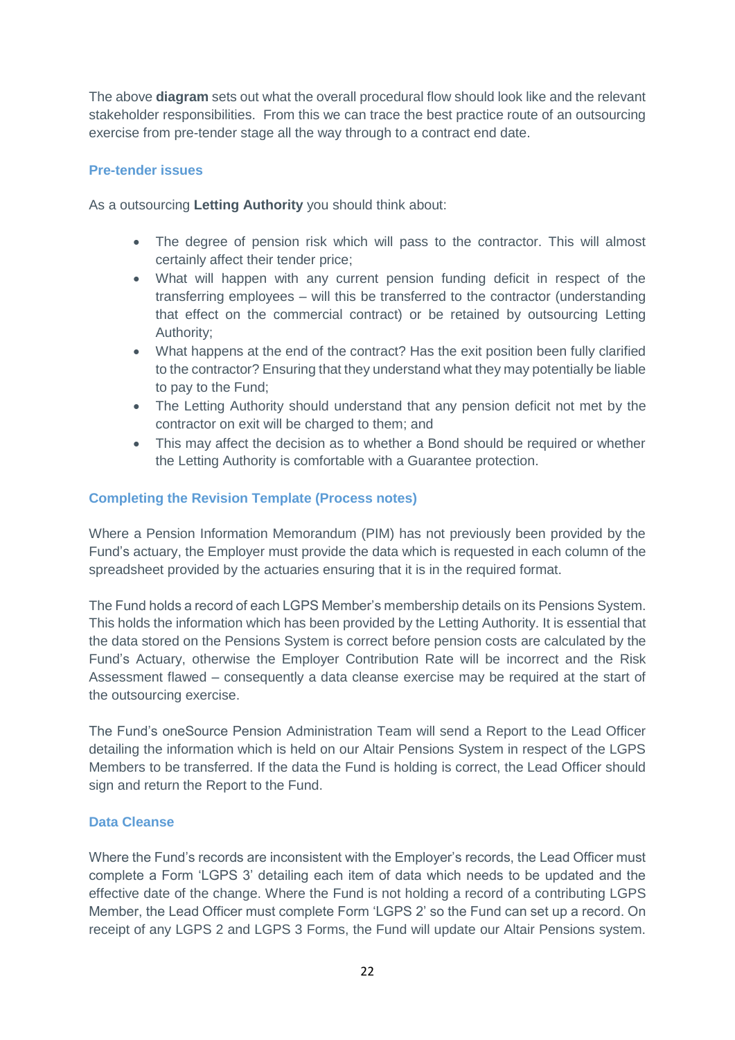The above **diagram** sets out what the overall procedural flow should look like and the relevant stakeholder responsibilities. From this we can trace the best practice route of an outsourcing exercise from pre-tender stage all the way through to a contract end date.

### Pre-tender issues

As a outsourcing **Letting Authority** you should think about:

- The degree of pension risk which will pass to the contractor. This will almost certainly affect their tender price;
- What will happen with any current pension funding deficit in respect of the transferring employees – will this be transferred to the contractor (understanding that effect on the commercial contract) or be retained by outsourcing Letting Authority;
- What happens at the end of the contract? Has the exit position been fully clarified to the contractor? Ensuring that they understand what they may potentially be liable to pay to the Fund;
- The Letting Authority should understand that any pension deficit not met by the contractor on exit will be charged to them; and
- This may affect the decision as to whether a Bond should be required or whether the Letting Authority is comfortable with a Guarantee protection.

### Completing the Revision Template (Process notes)

Where a Pension Information Memorandum (PIM) has not previously been provided by the Fund's actuary, the Employer must provide the data which is requested in each column of the spreadsheet provided by the actuaries ensuring that it is in the required format.

The Fund holds a record of each LGPS Member's membership details on its Pensions System. This holds the information which has been provided by the Letting Authority. It is essential that the data stored on the Pensions System is correct before pension costs are calculated by the Fund's Actuary, otherwise the Employer Contribution Rate will be incorrect and the Risk Assessment flawed – consequently a data cleanse exercise may be required at the start of the outsourcing exercise.

The Fund's oneSource Pension Administration Team will send a Report to the Lead Officer detailing the information which is held on our Altair Pensions System in respect of the LGPS Members to be transferred. If the data the Fund is holding is correct, the Lead Officer should sign and return the Report to the Fund.

### Data Cleanse

Where the Fund's records are inconsistent with the Employer's records, the Lead Officer must complete a Form 'LGPS 3' detailing each item of data which needs to be updated and the effective date of the change. Where the Fund is not holding a record of a contributing LGPS Member, the Lead Officer must complete Form 'LGPS 2' so the Fund can set up a record. On receipt of any LGPS 2 and LGPS 3 Forms, the Fund will update our Altair Pensions system.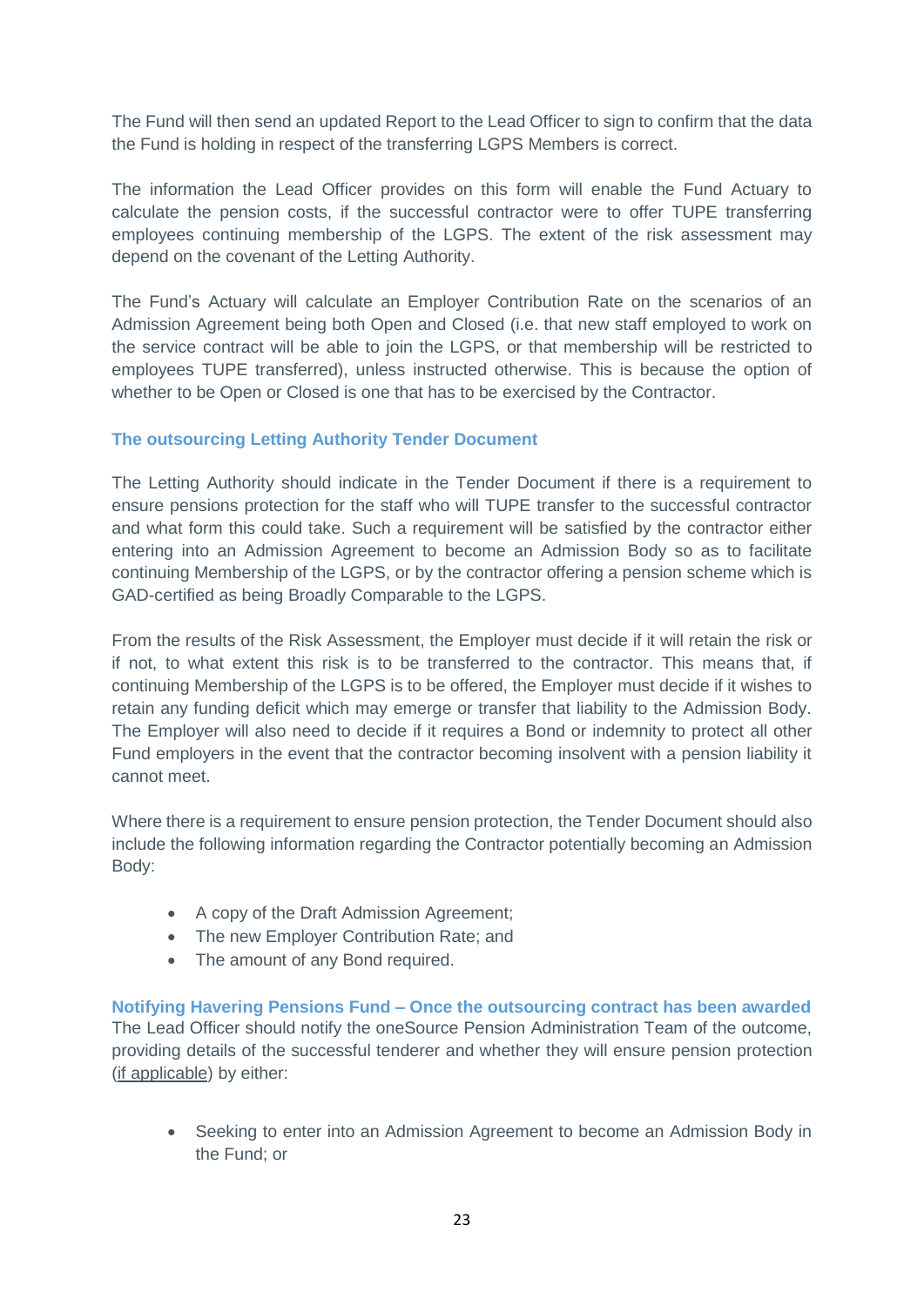The Fund will then send an updated Report to the Lead Officer to sign to confirm that the data the Fund is holding in respect of the transferring LGPS Members is correct.

The information the Lead Officer provides on this form will enable the Fund Actuary to calculate the pension costs, if the successful contractor were to offer TUPE transferring employees continuing membership of the LGPS. The extent of the risk assessment may depend on the covenant of the Letting Authority.

The Fund's Actuary will calculate an Employer Contribution Rate on the scenarios of an Admission Agreement being both Open and Closed (i.e. that new staff employed to work on the service contract will be able to join the LGPS, or that membership will be restricted to employees TUPE transferred), unless instructed otherwise. This is because the option of whether to be Open or Closed is one that has to be exercised by the Contractor.

### The outsourcing Letting Authority Tender Document

The Letting Authority should indicate in the Tender Document if there is a requirement to ensure pensions protection for the staff who will TUPE transfer to the successful contractor and what form this could take. Such a requirement will be satisfied by the contractor either entering into an Admission Agreement to become an Admission Body so as to facilitate continuing Membership of the LGPS, or by the contractor offering a pension scheme which is GAD-certified as being Broadly Comparable to the LGPS.

From the results of the Risk Assessment, the Employer must decide if it will retain the risk or if not, to what extent this risk is to be transferred to the contractor. This means that, if continuing Membership of the LGPS is to be offered, the Employer must decide if it wishes to retain any funding deficit which may emerge or transfer that liability to the Admission Body. The Employer will also need to decide if it requires a Bond or indemnity to protect all other Fund employers in the event that the contractor becoming insolvent with a pension liability it cannot meet.

Where there is a requirement to ensure pension protection, the Tender Document should also include the following information regarding the Contractor potentially becoming an Admission Body:

- A copy of the Draft Admission Agreement;
- The new Employer Contribution Rate; and
- The amount of any Bond required.

### Notifying Havering Pensions Fund – Once the outsourcing contract has been awarded

The Lead Officer should notify the oneSource Pension Administration Team of the outcome, providing details of the successful tenderer and whether they will ensure pension protection (if applicable) by either:

- Seeking to enter into an Admission Agreement to become an Admission Body in the Fund; or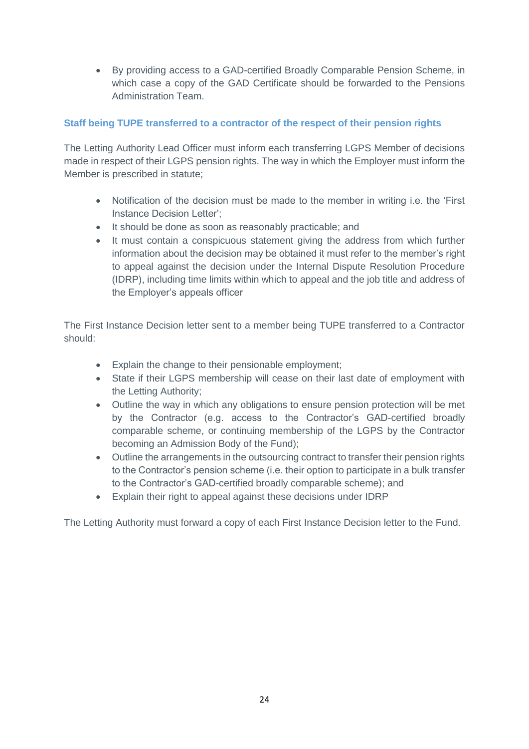- By providing access to a GAD-certified Broadly Comparable Pension Scheme, in which case a copy of the GAD Certificate should be forwarded to the Pensions Administration Team.

### Staff being TUPE transferred to a contractor of the respect of their pension rights

The Letting Authority Lead Officer must inform each transferring LGPS Member of decisions made in respect of their LGPS pension rights. The way in which the Employer must inform the Member is prescribed in statute;

- Notification of the decision must be made to the member in writing i.e. the 'First Instance Decision Letter';
- It should be done as soon as reasonably practicable; and
- It must contain a conspicuous statement giving the address from which further information about the decision may be obtained it must refer to the member's right to appeal against the decision under the Internal Dispute Resolution Procedure (IDRP), including time limits within which to appeal and the job title and address of the Employer's appeals officer

The First Instance Decision letter sent to a member being TUPE transferred to a Contractor should:

- Explain the change to their pensionable employment;
- State if their LGPS membership will cease on their last date of employment with the Letting Authority;
- Outline the way in which any obligations to ensure pension protection will be met by the Contractor (e.g. access to the Contractor's GAD-certified broadly comparable scheme, or continuing membership of the LGPS by the Contractor becoming an Admission Body of the Fund);
- Outline the arrangements in the outsourcing contract to transfer their pension rights to the Contractor's pension scheme (i.e. their option to participate in a bulk transfer to the Contractor's GAD-certified broadly comparable scheme); and
- Explain their right to appeal against these decisions under IDRP

The Letting Authority must forward a copy of each First Instance Decision letter to the Fund.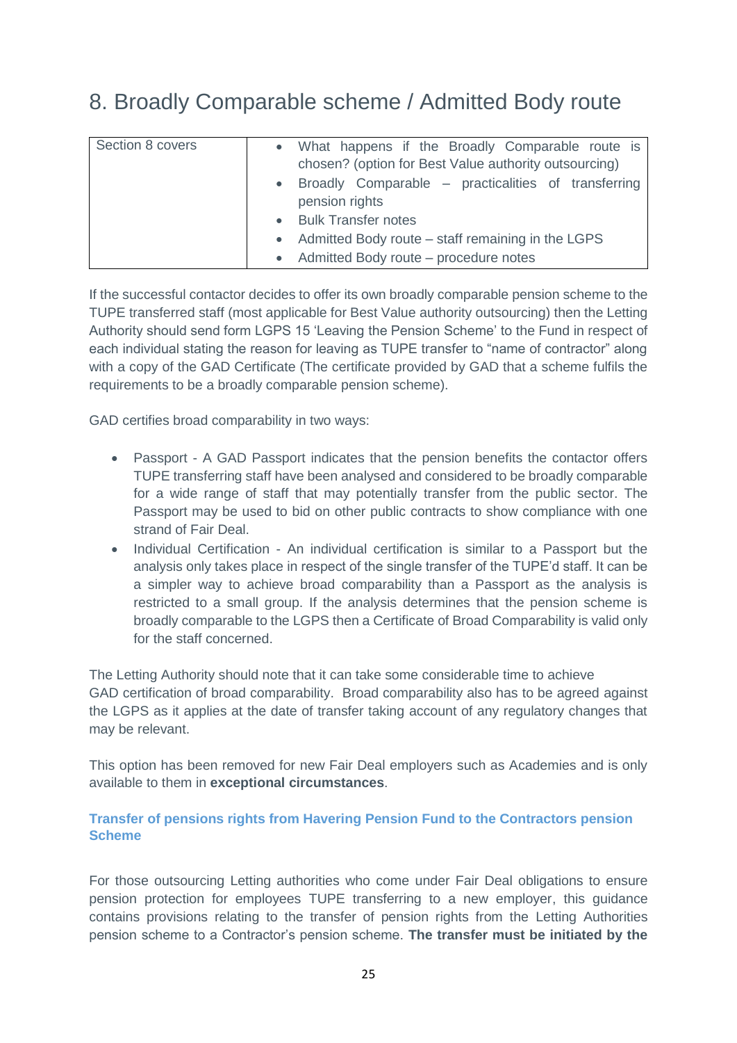# 8. Broadly Comparable scheme / Admitted Body route

| | |
|---|---|
| Section 8 covers | • What happens if the Broadly Comparable route is chosen? (option for Best Value authority outsourcing)<br>• Broadly Comparable – practicalities of transferring pension rights<br>• Bulk Transfer notes<br>• Admitted Body route – staff remaining in the LGPS<br>• Admitted Body route – procedure notes |

If the successful contactor decides to offer its own broadly comparable pension scheme to the TUPE transferred staff (most applicable for Best Value authority outsourcing) then the Letting Authority should send form LGPS 15 'Leaving the Pension Scheme' to the Fund in respect of each individual stating the reason for leaving as TUPE transfer to "name of contractor" along with a copy of the GAD Certificate (The certificate provided by GAD that a scheme fulfils the requirements to be a broadly comparable pension scheme).

GAD certifies broad comparability in two ways:

- Passport - A GAD Passport indicates that the pension benefits the contactor offers TUPE transferring staff have been analysed and considered to be broadly comparable for a wide range of staff that may potentially transfer from the public sector. The Passport may be used to bid on other public contracts to show compliance with one strand of Fair Deal.
- Individual Certification - An individual certification is similar to a Passport but the analysis only takes place in respect of the single transfer of the TUPE'd staff. It can be a simpler way to achieve broad comparability than a Passport as the analysis is restricted to a small group. If the analysis determines that the pension scheme is broadly comparable to the LGPS then a Certificate of Broad Comparability is valid only for the staff concerned.

The Letting Authority should note that it can take some considerable time to achieve GAD certification of broad comparability. Broad comparability also has to be agreed against the LGPS as it applies at the date of transfer taking account of any regulatory changes that may be relevant.

This option has been removed for new Fair Deal employers such as Academies and is only available to them in **exceptional circumstances**.

### Transfer of pensions rights from Havering Pension Fund to the Contractors pension Scheme

For those outsourcing Letting authorities who come under Fair Deal obligations to ensure pension protection for employees TUPE transferring to a new employer, this guidance contains provisions relating to the transfer of pension rights from the Letting Authorities pension scheme to a Contractor's pension scheme. **The transfer must be initiated by the**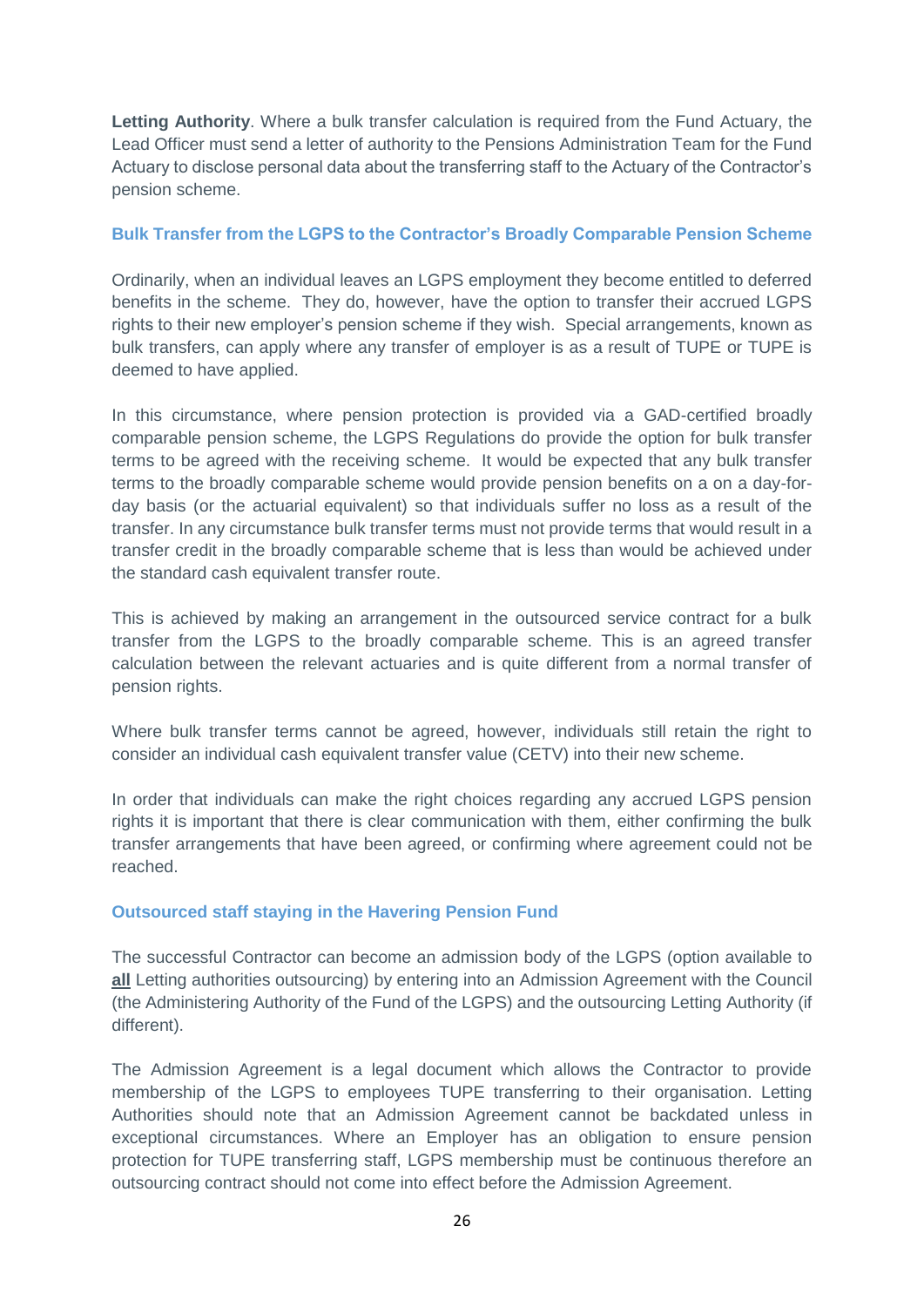**Letting Authority**. Where a bulk transfer calculation is required from the Fund Actuary, the Lead Officer must send a letter of authority to the Pensions Administration Team for the Fund Actuary to disclose personal data about the transferring staff to the Actuary of the Contractor's pension scheme.

### Bulk Transfer from the LGPS to the Contractor's Broadly Comparable Pension Scheme

Ordinarily, when an individual leaves an LGPS employment they become entitled to deferred benefits in the scheme. They do, however, have the option to transfer their accrued LGPS rights to their new employer's pension scheme if they wish. Special arrangements, known as bulk transfers, can apply where any transfer of employer is as a result of TUPE or TUPE is deemed to have applied.

In this circumstance, where pension protection is provided via a GAD-certified broadly comparable pension scheme, the LGPS Regulations do provide the option for bulk transfer terms to be agreed with the receiving scheme. It would be expected that any bulk transfer terms to the broadly comparable scheme would provide pension benefits on a on a day-for-day basis (or the actuarial equivalent) so that individuals suffer no loss as a result of the transfer. In any circumstance bulk transfer terms must not provide terms that would result in a transfer credit in the broadly comparable scheme that is less than would be achieved under the standard cash equivalent transfer route.

This is achieved by making an arrangement in the outsourced service contract for a bulk transfer from the LGPS to the broadly comparable scheme. This is an agreed transfer calculation between the relevant actuaries and is quite different from a normal transfer of pension rights.

Where bulk transfer terms cannot be agreed, however, individuals still retain the right to consider an individual cash equivalent transfer value (CETV) into their new scheme.

In order that individuals can make the right choices regarding any accrued LGPS pension rights it is important that there is clear communication with them, either confirming the bulk transfer arrangements that have been agreed, or confirming where agreement could not be reached.

### Outsourced staff staying in the Havering Pension Fund

The successful Contractor can become an admission body of the LGPS (option available to **all** Letting authorities outsourcing) by entering into an Admission Agreement with the Council (the Administering Authority of the Fund of the LGPS) and the outsourcing Letting Authority (if different).

The Admission Agreement is a legal document which allows the Contractor to provide membership of the LGPS to employees TUPE transferring to their organisation. Letting Authorities should note that an Admission Agreement cannot be backdated unless in exceptional circumstances. Where an Employer has an obligation to ensure pension protection for TUPE transferring staff, LGPS membership must be continuous therefore an outsourcing contract should not come into effect before the Admission Agreement.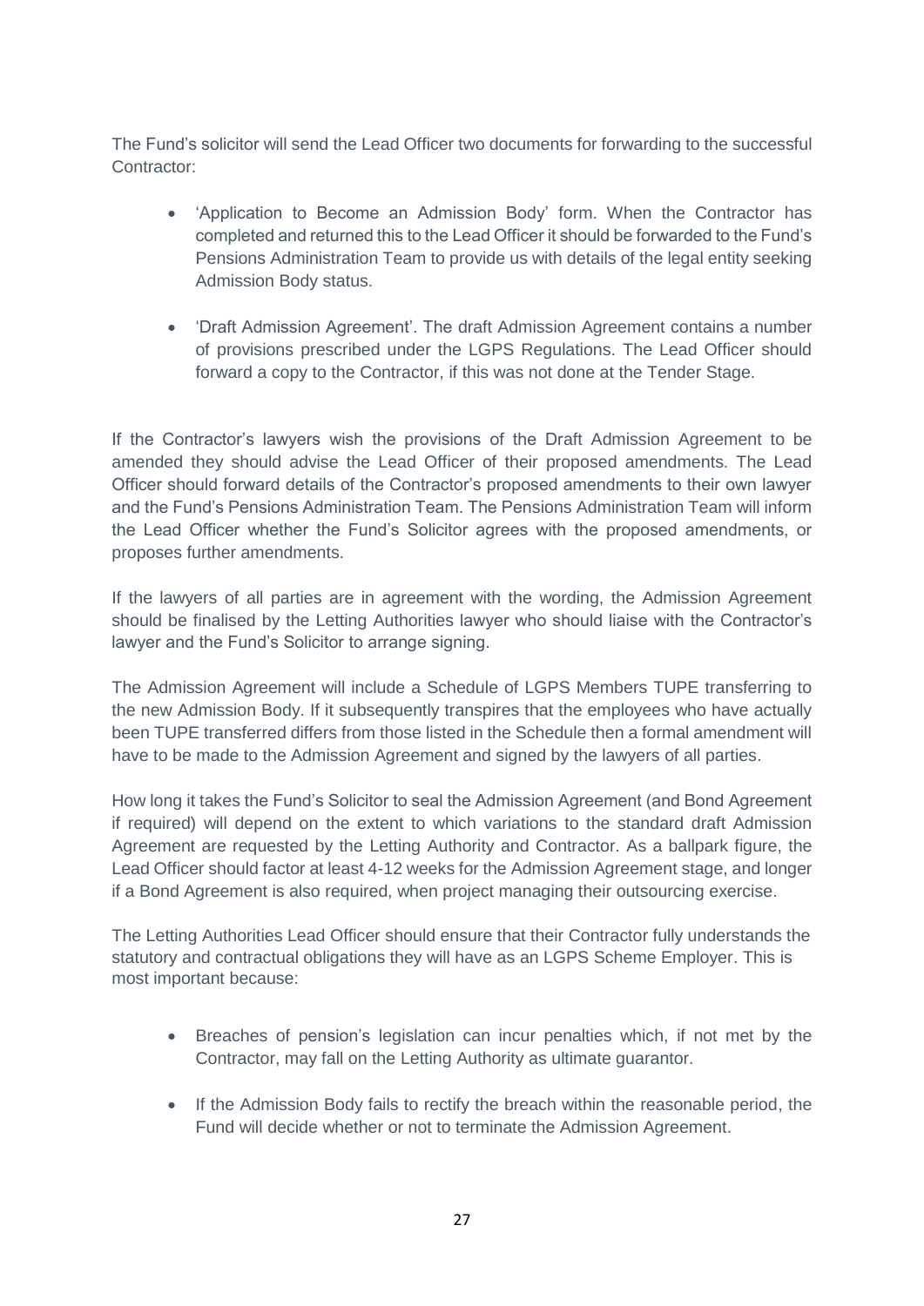The Fund's solicitor will send the Lead Officer two documents for forwarding to the successful Contractor:

- 'Application to Become an Admission Body' form. When the Contractor has completed and returned this to the Lead Officer it should be forwarded to the Fund's Pensions Administration Team to provide us with details of the legal entity seeking Admission Body status.

- 'Draft Admission Agreement'. The draft Admission Agreement contains a number of provisions prescribed under the LGPS Regulations. The Lead Officer should forward a copy to the Contractor, if this was not done at the Tender Stage.

If the Contractor's lawyers wish the provisions of the Draft Admission Agreement to be amended they should advise the Lead Officer of their proposed amendments. The Lead Officer should forward details of the Contractor's proposed amendments to their own lawyer and the Fund's Pensions Administration Team. The Pensions Administration Team will inform the Lead Officer whether the Fund's Solicitor agrees with the proposed amendments, or proposes further amendments.

If the lawyers of all parties are in agreement with the wording, the Admission Agreement should be finalised by the Letting Authorities lawyer who should liaise with the Contractor's lawyer and the Fund's Solicitor to arrange signing.

The Admission Agreement will include a Schedule of LGPS Members TUPE transferring to the new Admission Body. If it subsequently transpires that the employees who have actually been TUPE transferred differs from those listed in the Schedule then a formal amendment will have to be made to the Admission Agreement and signed by the lawyers of all parties.

How long it takes the Fund's Solicitor to seal the Admission Agreement (and Bond Agreement if required) will depend on the extent to which variations to the standard draft Admission Agreement are requested by the Letting Authority and Contractor. As a ballpark figure, the Lead Officer should factor at least 4-12 weeks for the Admission Agreement stage, and longer if a Bond Agreement is also required, when project managing their outsourcing exercise.

The Letting Authorities Lead Officer should ensure that their Contractor fully understands the statutory and contractual obligations they will have as an LGPS Scheme Employer. This is most important because:

- Breaches of pension's legislation can incur penalties which, if not met by the Contractor, may fall on the Letting Authority as ultimate guarantor.

- If the Admission Body fails to rectify the breach within the reasonable period, the Fund will decide whether or not to terminate the Admission Agreement.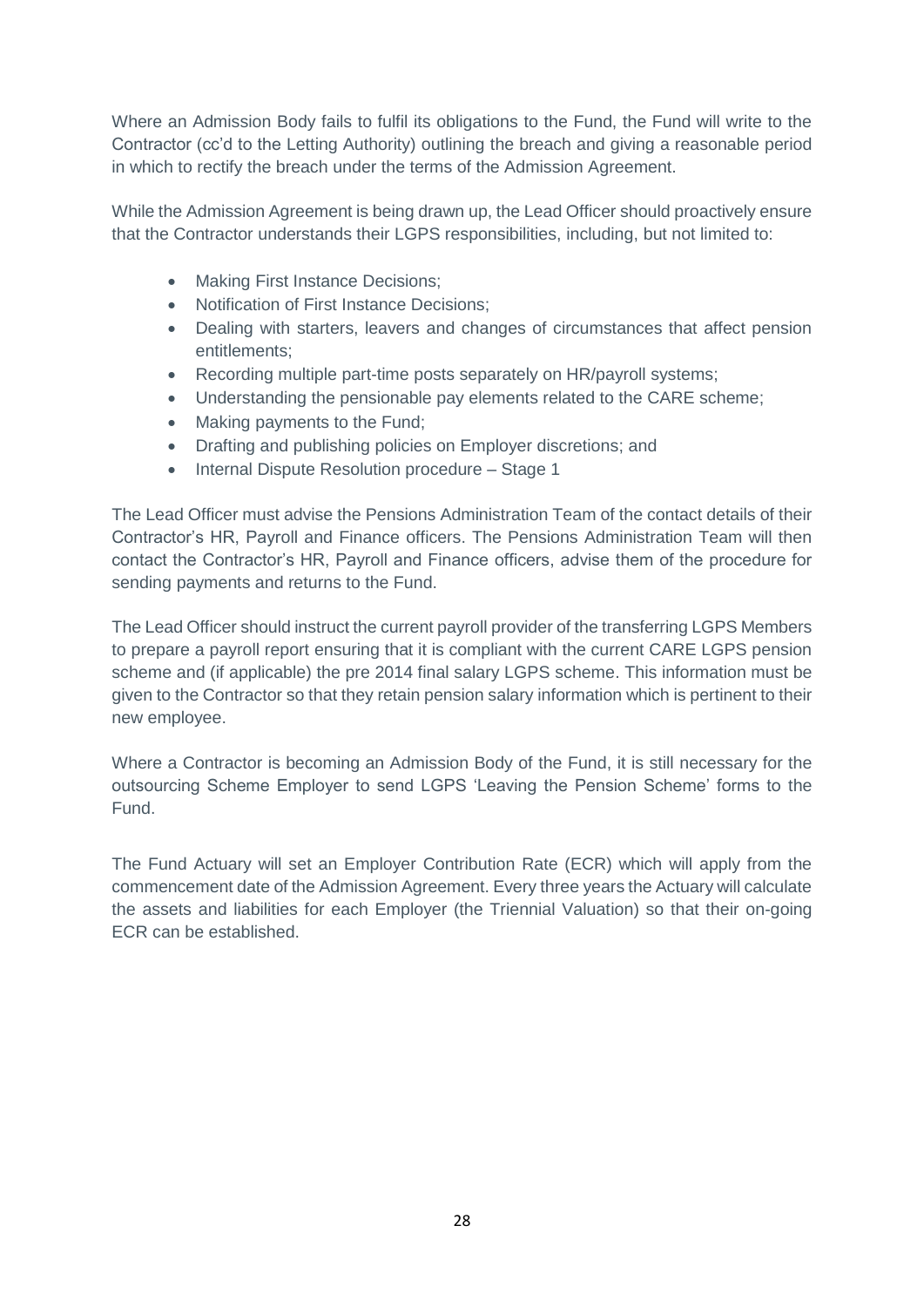Where an Admission Body fails to fulfil its obligations to the Fund, the Fund will write to the Contractor (cc'd to the Letting Authority) outlining the breach and giving a reasonable period in which to rectify the breach under the terms of the Admission Agreement.

While the Admission Agreement is being drawn up, the Lead Officer should proactively ensure that the Contractor understands their LGPS responsibilities, including, but not limited to:

- Making First Instance Decisions;
- Notification of First Instance Decisions;
- Dealing with starters, leavers and changes of circumstances that affect pension entitlements;
- Recording multiple part-time posts separately on HR/payroll systems;
- Understanding the pensionable pay elements related to the CARE scheme;
- Making payments to the Fund;
- Drafting and publishing policies on Employer discretions; and
- Internal Dispute Resolution procedure – Stage 1

The Lead Officer must advise the Pensions Administration Team of the contact details of their Contractor's HR, Payroll and Finance officers. The Pensions Administration Team will then contact the Contractor's HR, Payroll and Finance officers, advise them of the procedure for sending payments and returns to the Fund.

The Lead Officer should instruct the current payroll provider of the transferring LGPS Members to prepare a payroll report ensuring that it is compliant with the current CARE LGPS pension scheme and (if applicable) the pre 2014 final salary LGPS scheme. This information must be given to the Contractor so that they retain pension salary information which is pertinent to their new employee.

Where a Contractor is becoming an Admission Body of the Fund, it is still necessary for the outsourcing Scheme Employer to send LGPS 'Leaving the Pension Scheme' forms to the Fund.

The Fund Actuary will set an Employer Contribution Rate (ECR) which will apply from the commencement date of the Admission Agreement. Every three years the Actuary will calculate the assets and liabilities for each Employer (the Triennial Valuation) so that their on-going ECR can be established.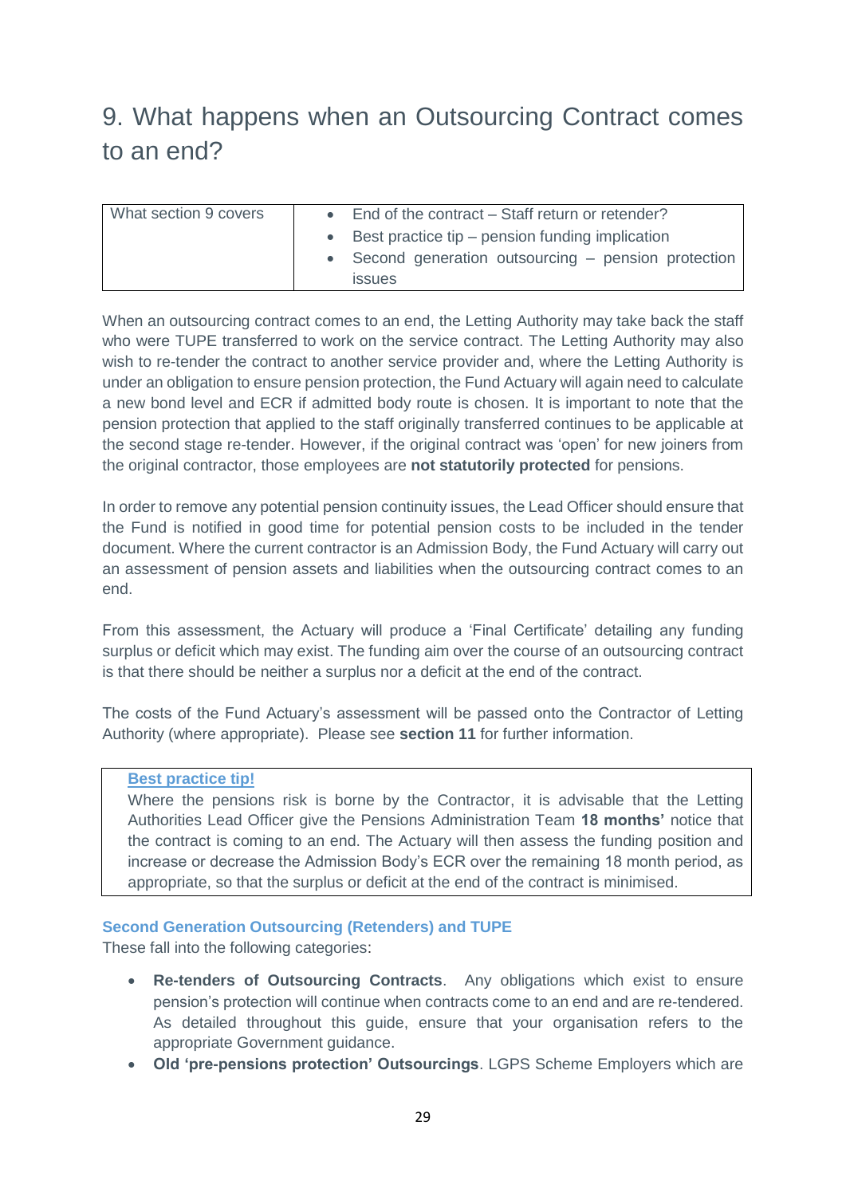# 9. What happens when an Outsourcing Contract comes to an end?

| | |
|---|---|
| What section 9 covers | • End of the contract – Staff return or retender?<br>• Best practice tip – pension funding implication<br>• Second generation outsourcing – pension protection issues |

When an outsourcing contract comes to an end, the Letting Authority may take back the staff who were TUPE transferred to work on the service contract. The Letting Authority may also wish to re-tender the contract to another service provider and, where the Letting Authority is under an obligation to ensure pension protection, the Fund Actuary will again need to calculate a new bond level and ECR if admitted body route is chosen. It is important to note that the pension protection that applied to the staff originally transferred continues to be applicable at the second stage re-tender. However, if the original contract was 'open' for new joiners from the original contractor, those employees are **not statutorily protected** for pensions.

In order to remove any potential pension continuity issues, the Lead Officer should ensure that the Fund is notified in good time for potential pension costs to be included in the tender document. Where the current contractor is an Admission Body, the Fund Actuary will carry out an assessment of pension assets and liabilities when the outsourcing contract comes to an end.

From this assessment, the Actuary will produce a 'Final Certificate' detailing any funding surplus or deficit which may exist. The funding aim over the course of an outsourcing contract is that there should be neither a surplus nor a deficit at the end of the contract.

The costs of the Fund Actuary's assessment will be passed onto the Contractor of Letting Authority (where appropriate). Please see **section 11** for further information.

> **Best practice tip!**
>
> Where the pensions risk is borne by the Contractor, it is advisable that the Letting Authorities Lead Officer give the Pensions Administration Team **18 months'** notice that the contract is coming to an end. The Actuary will then assess the funding position and increase or decrease the Admission Body's ECR over the remaining 18 month period, as appropriate, so that the surplus or deficit at the end of the contract is minimised.

### Second Generation Outsourcing (Retenders) and TUPE

These fall into the following categories:

- **Re-tenders of Outsourcing Contracts**. Any obligations which exist to ensure pension's protection will continue when contracts come to an end and are re-tendered. As detailed throughout this guide, ensure that your organisation refers to the appropriate Government guidance.
- **Old 'pre-pensions protection' Outsourcings**. LGPS Scheme Employers which are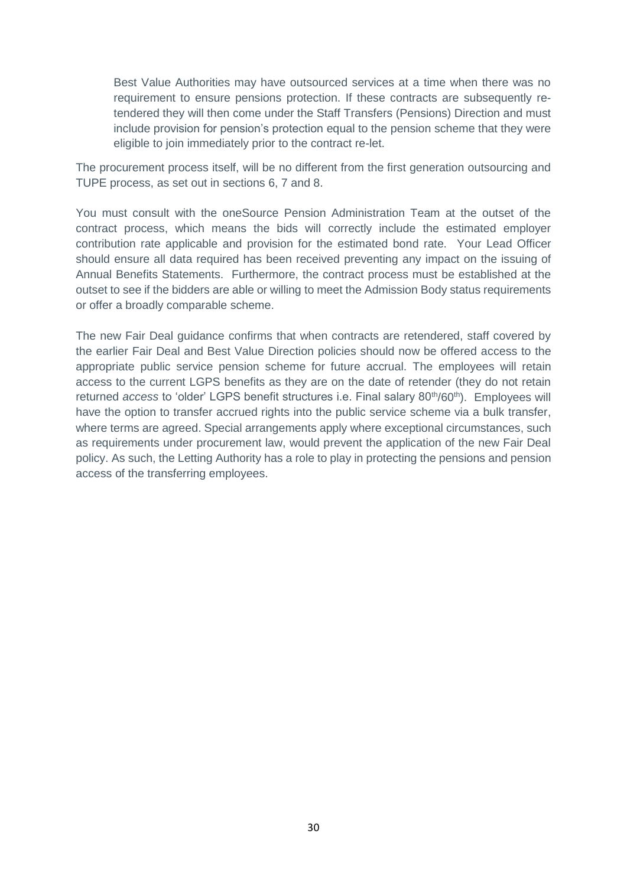> Best Value Authorities may have outsourced services at a time when there was no requirement to ensure pensions protection. If these contracts are subsequently re-tendered they will then come under the Staff Transfers (Pensions) Direction and must include provision for pension's protection equal to the pension scheme that they were eligible to join immediately prior to the contract re-let.

The procurement process itself, will be no different from the first generation outsourcing and TUPE process, as set out in sections 6, 7 and 8.

You must consult with the oneSource Pension Administration Team at the outset of the contract process, which means the bids will correctly include the estimated employer contribution rate applicable and provision for the estimated bond rate. Your Lead Officer should ensure all data required has been received preventing any impact on the issuing of Annual Benefits Statements. Furthermore, the contract process must be established at the outset to see if the bidders are able or willing to meet the Admission Body status requirements or offer a broadly comparable scheme.

The new Fair Deal guidance confirms that when contracts are retendered, staff covered by the earlier Fair Deal and Best Value Direction policies should now be offered access to the appropriate public service pension scheme for future accrual. The employees will retain access to the current LGPS benefits as they are on the date of retender (they do not retain returned *access* to 'older' LGPS benefit structures i.e. Final salary 80th/60th). Employees will have the option to transfer accrued rights into the public service scheme via a bulk transfer, where terms are agreed. Special arrangements apply where exceptional circumstances, such as requirements under procurement law, would prevent the application of the new Fair Deal policy. As such, the Letting Authority has a role to play in protecting the pensions and pension access of the transferring employees.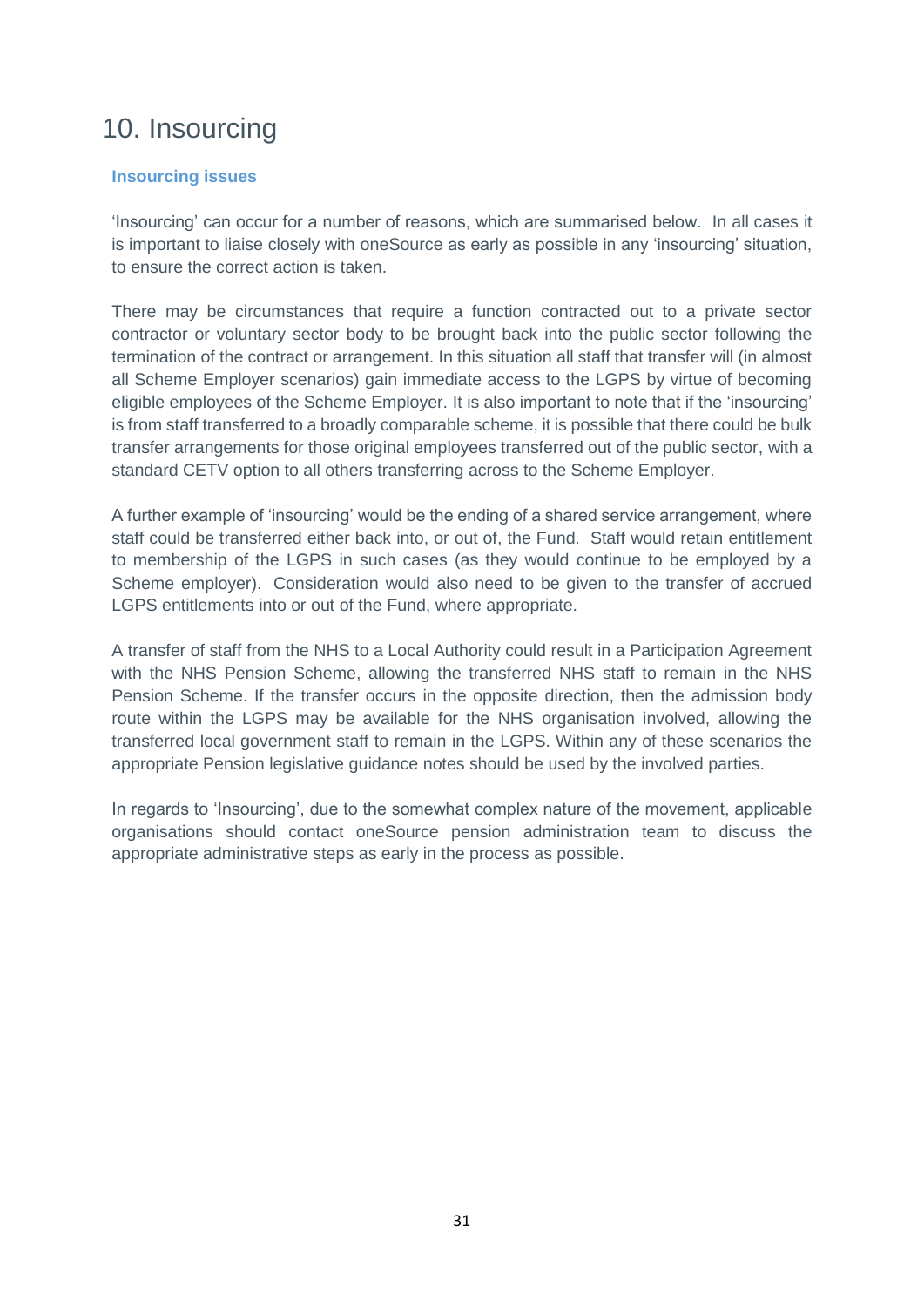# 10. Insourcing

### Insourcing issues

'Insourcing' can occur for a number of reasons, which are summarised below. In all cases it is important to liaise closely with oneSource as early as possible in any 'insourcing' situation, to ensure the correct action is taken.

There may be circumstances that require a function contracted out to a private sector contractor or voluntary sector body to be brought back into the public sector following the termination of the contract or arrangement. In this situation all staff that transfer will (in almost all Scheme Employer scenarios) gain immediate access to the LGPS by virtue of becoming eligible employees of the Scheme Employer. It is also important to note that if the 'insourcing' is from staff transferred to a broadly comparable scheme, it is possible that there could be bulk transfer arrangements for those original employees transferred out of the public sector, with a standard CETV option to all others transferring across to the Scheme Employer.

A further example of 'insourcing' would be the ending of a shared service arrangement, where staff could be transferred either back into, or out of, the Fund. Staff would retain entitlement to membership of the LGPS in such cases (as they would continue to be employed by a Scheme employer). Consideration would also need to be given to the transfer of accrued LGPS entitlements into or out of the Fund, where appropriate.

A transfer of staff from the NHS to a Local Authority could result in a Participation Agreement with the NHS Pension Scheme, allowing the transferred NHS staff to remain in the NHS Pension Scheme. If the transfer occurs in the opposite direction, then the admission body route within the LGPS may be available for the NHS organisation involved, allowing the transferred local government staff to remain in the LGPS. Within any of these scenarios the appropriate Pension legislative guidance notes should be used by the involved parties.

In regards to 'Insourcing', due to the somewhat complex nature of the movement, applicable organisations should contact oneSource pension administration team to discuss the appropriate administrative steps as early in the process as possible.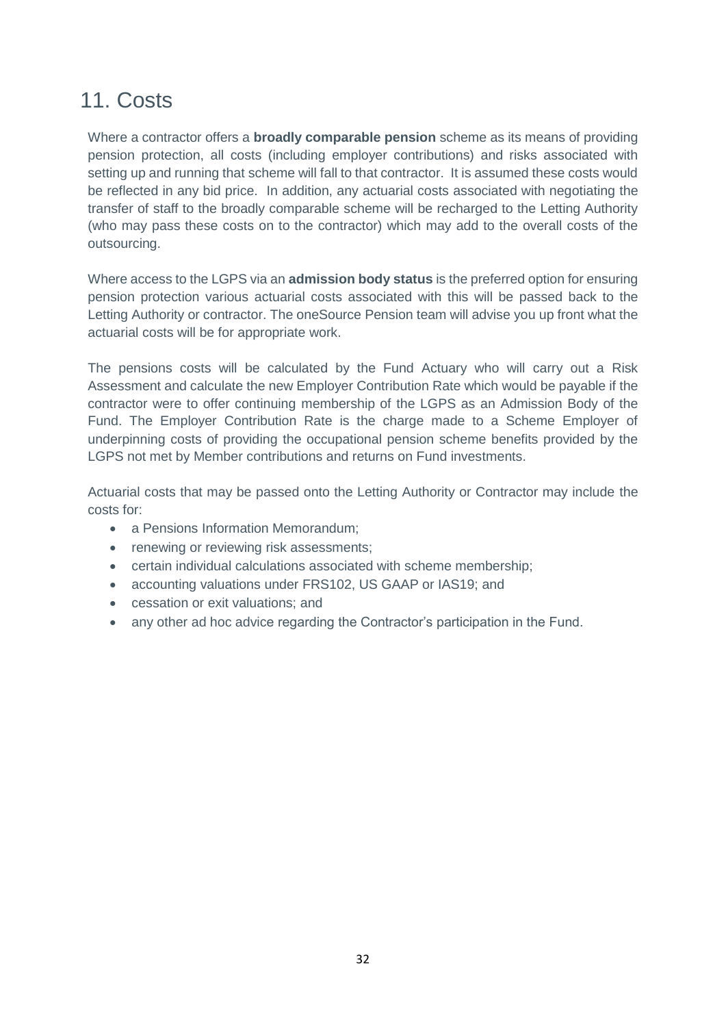# 11. Costs

Where a contractor offers a **broadly comparable pension** scheme as its means of providing pension protection, all costs (including employer contributions) and risks associated with setting up and running that scheme will fall to that contractor. It is assumed these costs would be reflected in any bid price. In addition, any actuarial costs associated with negotiating the transfer of staff to the broadly comparable scheme will be recharged to the Letting Authority (who may pass these costs on to the contractor) which may add to the overall costs of the outsourcing.

Where access to the LGPS via an **admission body status** is the preferred option for ensuring pension protection various actuarial costs associated with this will be passed back to the Letting Authority or contractor. The oneSource Pension team will advise you up front what the actuarial costs will be for appropriate work.

The pensions costs will be calculated by the Fund Actuary who will carry out a Risk Assessment and calculate the new Employer Contribution Rate which would be payable if the contractor were to offer continuing membership of the LGPS as an Admission Body of the Fund. The Employer Contribution Rate is the charge made to a Scheme Employer of underpinning costs of providing the occupational pension scheme benefits provided by the LGPS not met by Member contributions and returns on Fund investments.

Actuarial costs that may be passed onto the Letting Authority or Contractor may include the costs for:

- a Pensions Information Memorandum;
- renewing or reviewing risk assessments;
- certain individual calculations associated with scheme membership;
- accounting valuations under FRS102, US GAAP or IAS19; and
- cessation or exit valuations; and
- any other ad hoc advice regarding the Contractor's participation in the Fund.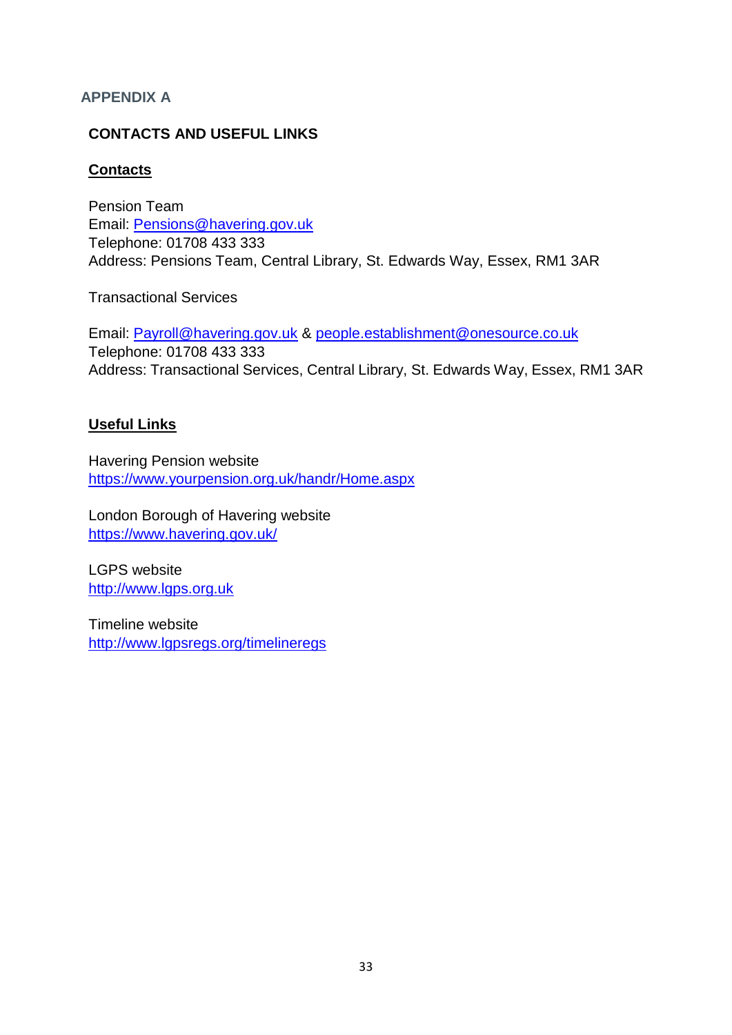## APPENDIX A

### CONTACTS AND USEFUL LINKS

**Contacts**

Pension Team
Email: Pensions@havering.gov.uk
Telephone: 01708 433 333
Address: Pensions Team, Central Library, St. Edwards Way, Essex, RM1 3AR

Transactional Services

Email: Payroll@havering.gov.uk & people.establishment@onesource.co.uk
Telephone: 01708 433 333
Address: Transactional Services, Central Library, St. Edwards Way, Essex, RM1 3AR

**Useful Links**

Havering Pension website
https://www.yourpension.org.uk/handr/Home.aspx

London Borough of Havering website
https://www.havering.gov.uk/

LGPS website
http://www.lgps.org.uk

Timeline website
http://www.lgpsregs.org/timelineregs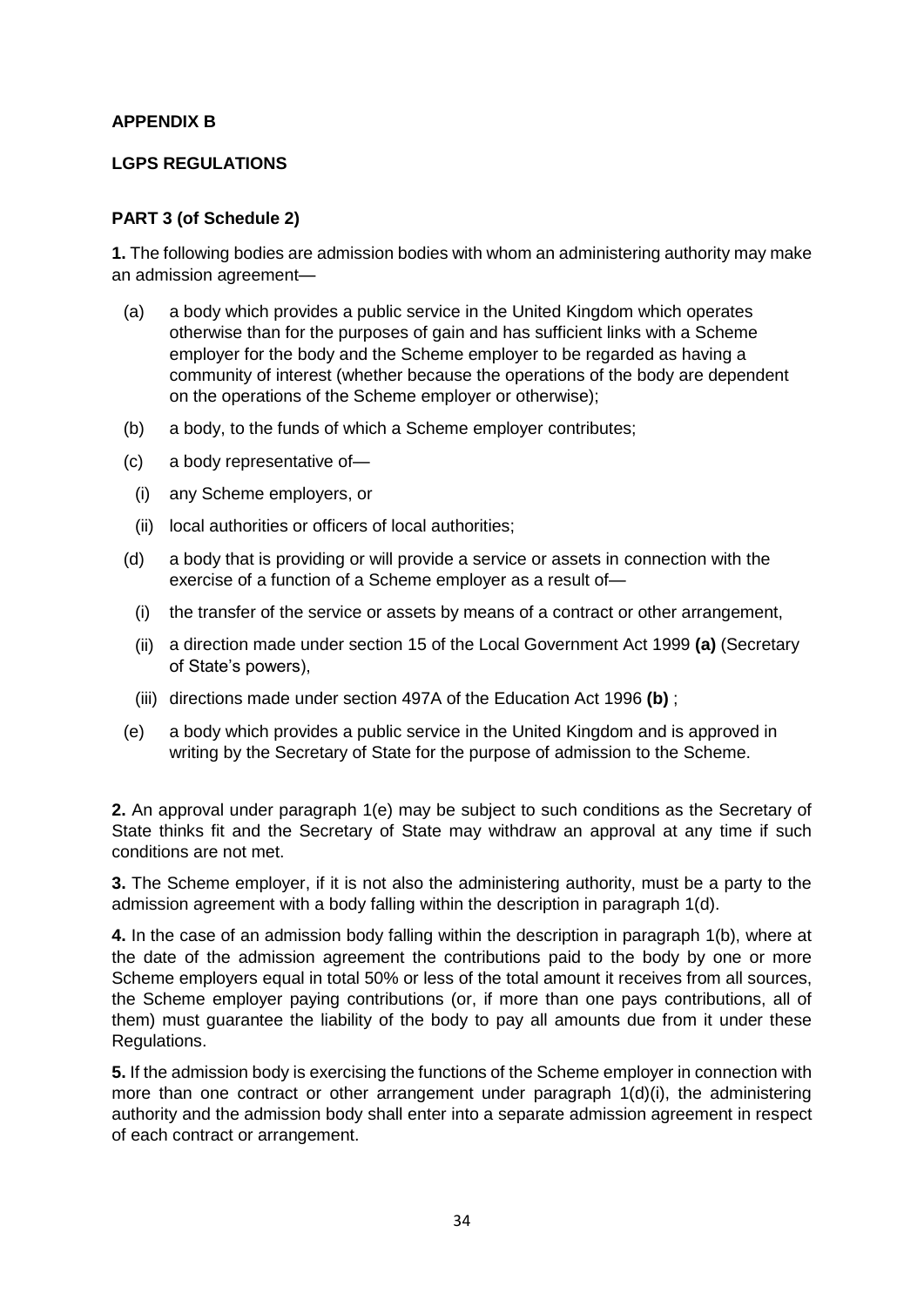**APPENDIX B**

**LGPS REGULATIONS**

**PART 3 (of Schedule 2)**

**1.** The following bodies are admission bodies with whom an administering authority may make an admission agreement—

- (a) a body which provides a public service in the United Kingdom which operates otherwise than for the purposes of gain and has sufficient links with a Scheme employer for the body and the Scheme employer to be regarded as having a community of interest (whether because the operations of the body are dependent on the operations of the Scheme employer or otherwise);
- (b) a body, to the funds of which a Scheme employer contributes;
- (c) a body representative of—
  - (i) any Scheme employers, or
  - (ii) local authorities or officers of local authorities;
- (d) a body that is providing or will provide a service or assets in connection with the exercise of a function of a Scheme employer as a result of—
  - (i) the transfer of the service or assets by means of a contract or other arrangement,
  - (ii) a direction made under section 15 of the Local Government Act 1999 **(a)** (Secretary of State's powers),
  - (iii) directions made under section 497A of the Education Act 1996 **(b)** ;
- (e) a body which provides a public service in the United Kingdom and is approved in writing by the Secretary of State for the purpose of admission to the Scheme.

**2.** An approval under paragraph 1(e) may be subject to such conditions as the Secretary of State thinks fit and the Secretary of State may withdraw an approval at any time if such conditions are not met.

**3.** The Scheme employer, if it is not also the administering authority, must be a party to the admission agreement with a body falling within the description in paragraph 1(d).

**4.** In the case of an admission body falling within the description in paragraph 1(b), where at the date of the admission agreement the contributions paid to the body by one or more Scheme employers equal in total 50% or less of the total amount it receives from all sources, the Scheme employer paying contributions (or, if more than one pays contributions, all of them) must guarantee the liability of the body to pay all amounts due from it under these Regulations.

**5.** If the admission body is exercising the functions of the Scheme employer in connection with more than one contract or other arrangement under paragraph 1(d)(i), the administering authority and the admission body shall enter into a separate admission agreement in respect of each contract or arrangement.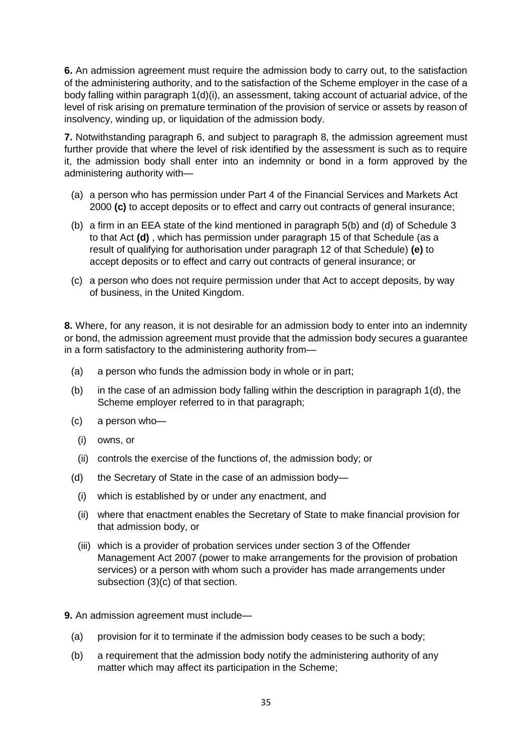**6.** An admission agreement must require the admission body to carry out, to the satisfaction of the administering authority, and to the satisfaction of the Scheme employer in the case of a body falling within paragraph 1(d)(i), an assessment, taking account of actuarial advice, of the level of risk arising on premature termination of the provision of service or assets by reason of insolvency, winding up, or liquidation of the admission body.

**7.** Notwithstanding paragraph 6, and subject to paragraph 8, the admission agreement must further provide that where the level of risk identified by the assessment is such as to require it, the admission body shall enter into an indemnity or bond in a form approved by the administering authority with—

(a) a person who has permission under Part 4 of the Financial Services and Markets Act 2000 **(c)** to accept deposits or to effect and carry out contracts of general insurance;

(b) a firm in an EEA state of the kind mentioned in paragraph 5(b) and (d) of Schedule 3 to that Act **(d)** , which has permission under paragraph 15 of that Schedule (as a result of qualifying for authorisation under paragraph 12 of that Schedule) **(e)** to accept deposits or to effect and carry out contracts of general insurance; or

(c) a person who does not require permission under that Act to accept deposits, by way of business, in the United Kingdom.

**8.** Where, for any reason, it is not desirable for an admission body to enter into an indemnity or bond, the admission agreement must provide that the admission body secures a guarantee in a form satisfactory to the administering authority from—

(a) a person who funds the admission body in whole or in part;

(b) in the case of an admission body falling within the description in paragraph 1(d), the Scheme employer referred to in that paragraph;

(c) a person who—

(i) owns, or

(ii) controls the exercise of the functions of, the admission body; or

(d) the Secretary of State in the case of an admission body—

(i) which is established by or under any enactment, and

(ii) where that enactment enables the Secretary of State to make financial provision for that admission body, or

(iii) which is a provider of probation services under section 3 of the Offender Management Act 2007 (power to make arrangements for the provision of probation services) or a person with whom such a provider has made arrangements under subsection (3)(c) of that section.

**9.** An admission agreement must include—

(a) provision for it to terminate if the admission body ceases to be such a body;

(b) a requirement that the admission body notify the administering authority of any matter which may affect its participation in the Scheme;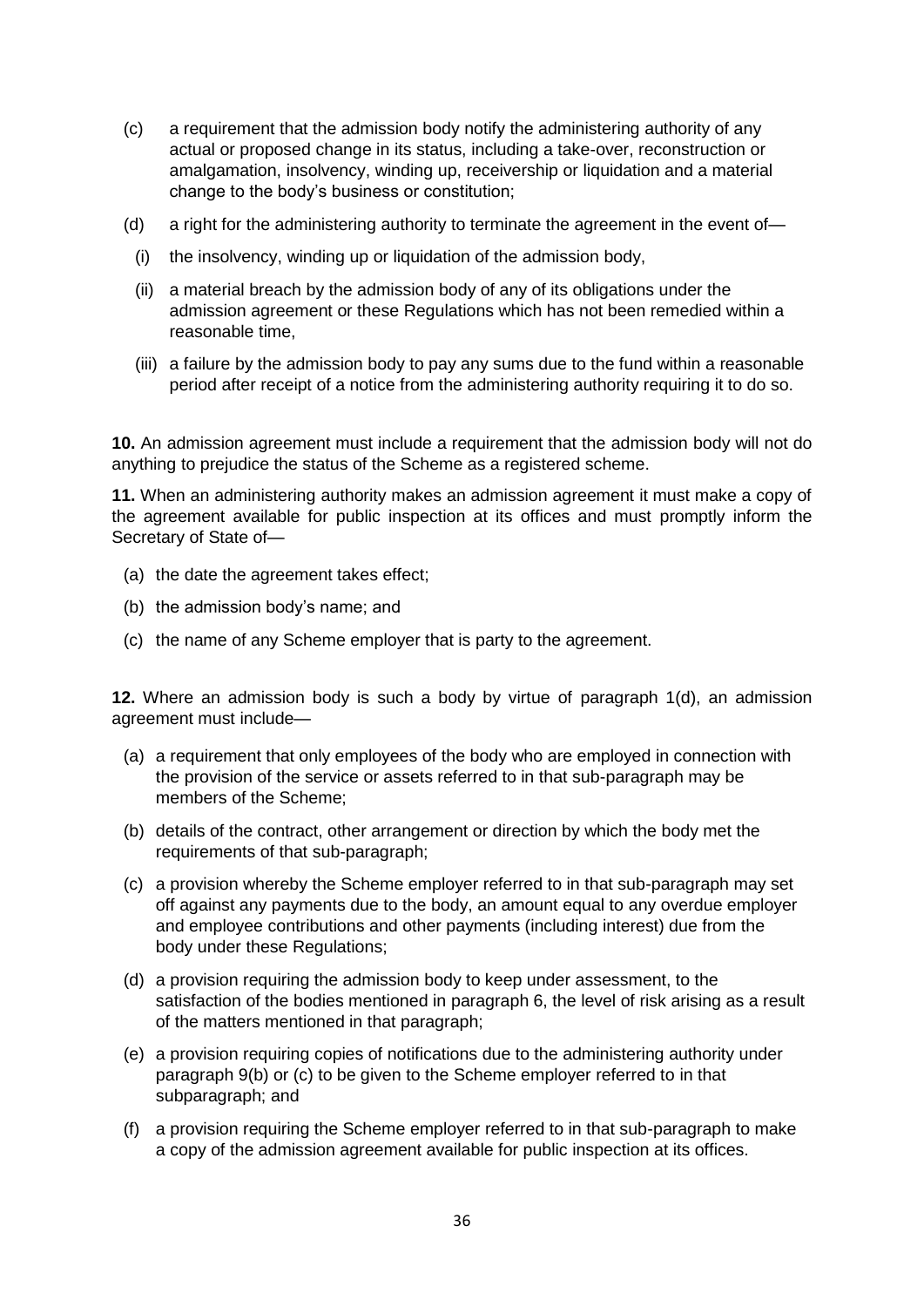(c) a requirement that the admission body notify the administering authority of any actual or proposed change in its status, including a take-over, reconstruction or amalgamation, insolvency, winding up, receivership or liquidation and a material change to the body's business or constitution;

(d) a right for the administering authority to terminate the agreement in the event of—

  (i) the insolvency, winding up or liquidation of the admission body,

  (ii) a material breach by the admission body of any of its obligations under the admission agreement or these Regulations which has not been remedied within a reasonable time,

  (iii) a failure by the admission body to pay any sums due to the fund within a reasonable period after receipt of a notice from the administering authority requiring it to do so.

**10.** An admission agreement must include a requirement that the admission body will not do anything to prejudice the status of the Scheme as a registered scheme.

**11.** When an administering authority makes an admission agreement it must make a copy of the agreement available for public inspection at its offices and must promptly inform the Secretary of State of—

(a) the date the agreement takes effect;

(b) the admission body's name; and

(c) the name of any Scheme employer that is party to the agreement.

**12.** Where an admission body is such a body by virtue of paragraph 1(d), an admission agreement must include—

(a) a requirement that only employees of the body who are employed in connection with the provision of the service or assets referred to in that sub-paragraph may be members of the Scheme;

(b) details of the contract, other arrangement or direction by which the body met the requirements of that sub-paragraph;

(c) a provision whereby the Scheme employer referred to in that sub-paragraph may set off against any payments due to the body, an amount equal to any overdue employer and employee contributions and other payments (including interest) due from the body under these Regulations;

(d) a provision requiring the admission body to keep under assessment, to the satisfaction of the bodies mentioned in paragraph 6, the level of risk arising as a result of the matters mentioned in that paragraph;

(e) a provision requiring copies of notifications due to the administering authority under paragraph 9(b) or (c) to be given to the Scheme employer referred to in that subparagraph; and

(f) a provision requiring the Scheme employer referred to in that sub-paragraph to make a copy of the admission agreement available for public inspection at its offices.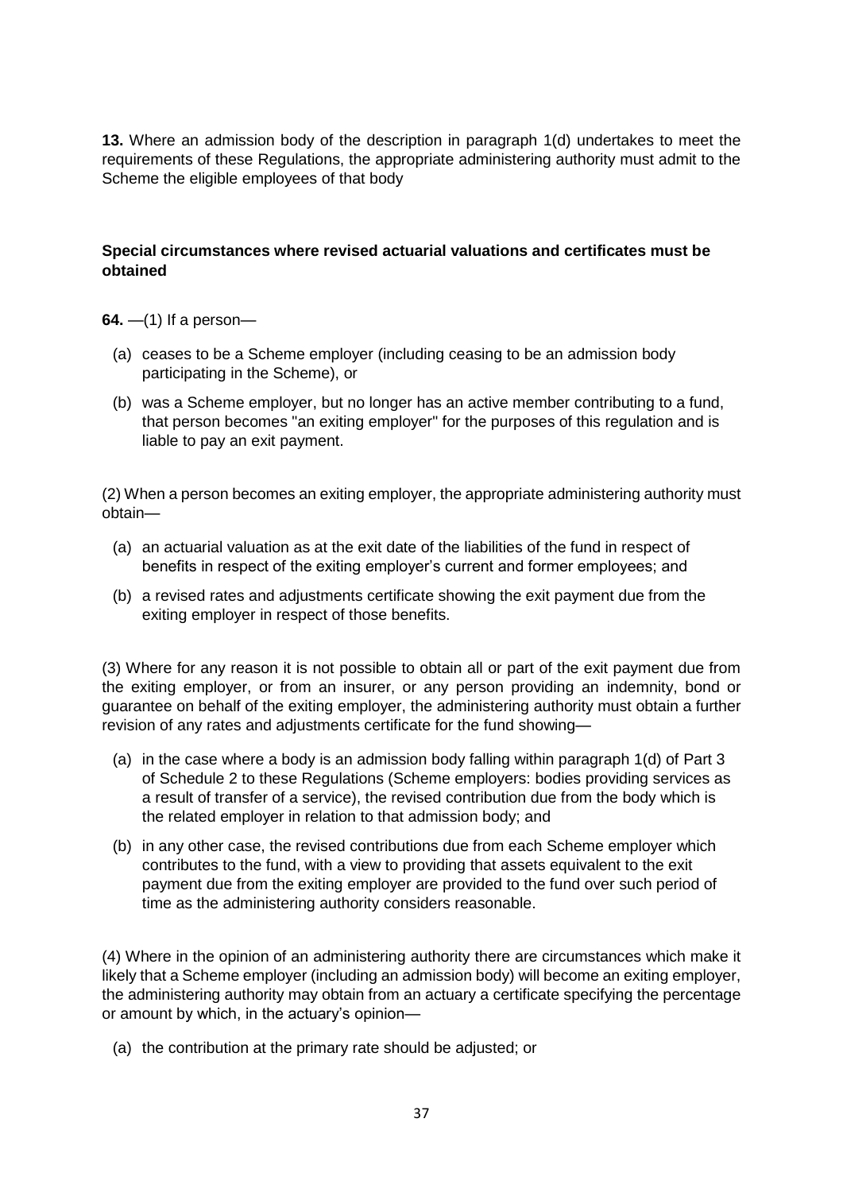**13.** Where an admission body of the description in paragraph 1(d) undertakes to meet the requirements of these Regulations, the appropriate administering authority must admit to the Scheme the eligible employees of that body

**Special circumstances where revised actuarial valuations and certificates must be obtained**

**64.** —(1) If a person—

(a) ceases to be a Scheme employer (including ceasing to be an admission body participating in the Scheme), or

(b) was a Scheme employer, but no longer has an active member contributing to a fund, that person becomes "an exiting employer" for the purposes of this regulation and is liable to pay an exit payment.

(2) When a person becomes an exiting employer, the appropriate administering authority must obtain—

(a) an actuarial valuation as at the exit date of the liabilities of the fund in respect of benefits in respect of the exiting employer's current and former employees; and

(b) a revised rates and adjustments certificate showing the exit payment due from the exiting employer in respect of those benefits.

(3) Where for any reason it is not possible to obtain all or part of the exit payment due from the exiting employer, or from an insurer, or any person providing an indemnity, bond or guarantee on behalf of the exiting employer, the administering authority must obtain a further revision of any rates and adjustments certificate for the fund showing—

(a) in the case where a body is an admission body falling within paragraph 1(d) of Part 3 of Schedule 2 to these Regulations (Scheme employers: bodies providing services as a result of transfer of a service), the revised contribution due from the body which is the related employer in relation to that admission body; and

(b) in any other case, the revised contributions due from each Scheme employer which contributes to the fund, with a view to providing that assets equivalent to the exit payment due from the exiting employer are provided to the fund over such period of time as the administering authority considers reasonable.

(4) Where in the opinion of an administering authority there are circumstances which make it likely that a Scheme employer (including an admission body) will become an exiting employer, the administering authority may obtain from an actuary a certificate specifying the percentage or amount by which, in the actuary's opinion—

(a) the contribution at the primary rate should be adjusted; or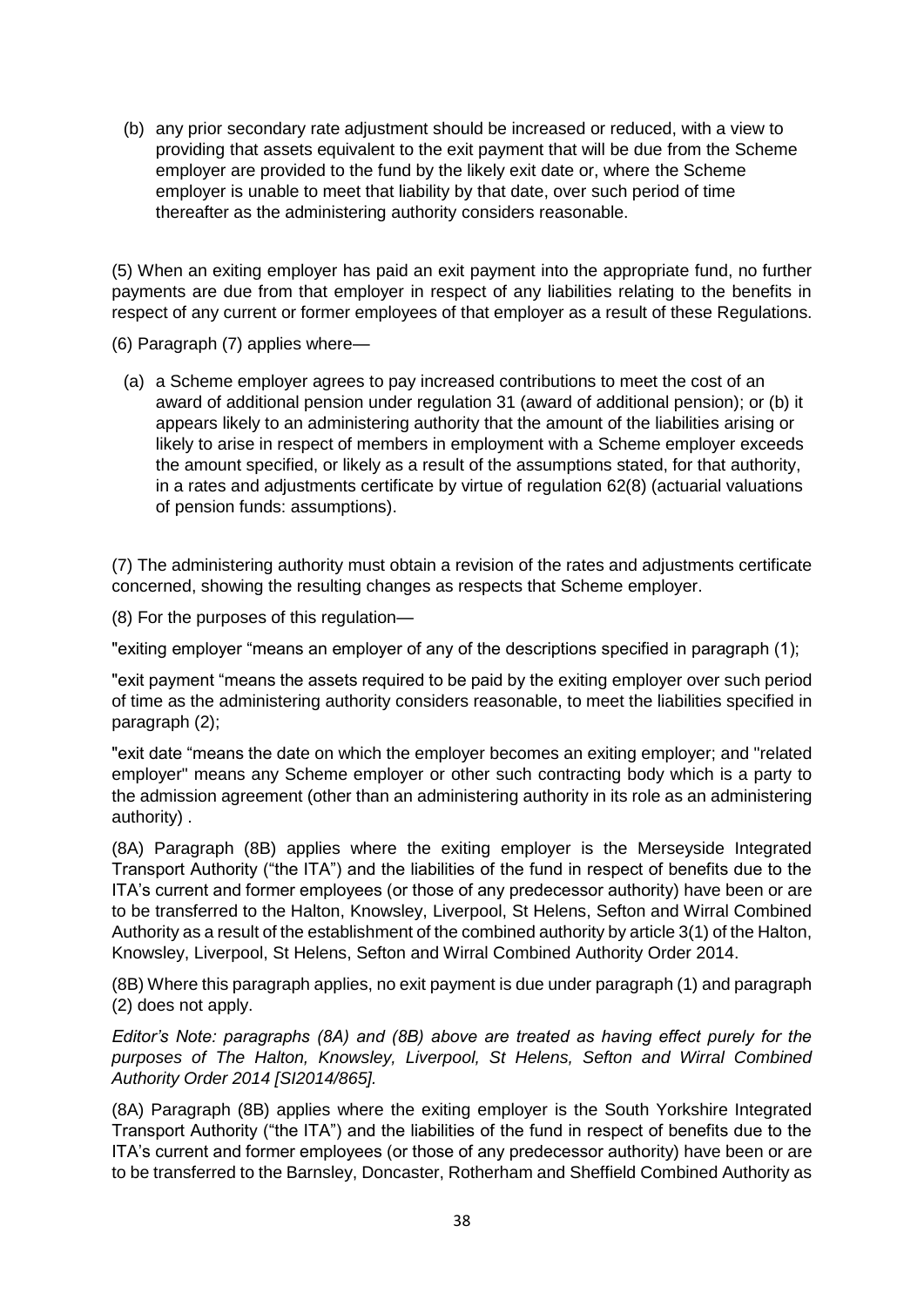(b) any prior secondary rate adjustment should be increased or reduced, with a view to providing that assets equivalent to the exit payment that will be due from the Scheme employer are provided to the fund by the likely exit date or, where the Scheme employer is unable to meet that liability by that date, over such period of time thereafter as the administering authority considers reasonable.

(5) When an exiting employer has paid an exit payment into the appropriate fund, no further payments are due from that employer in respect of any liabilities relating to the benefits in respect of any current or former employees of that employer as a result of these Regulations.

(6) Paragraph (7) applies where—

(a) a Scheme employer agrees to pay increased contributions to meet the cost of an award of additional pension under regulation 31 (award of additional pension); or (b) it appears likely to an administering authority that the amount of the liabilities arising or likely to arise in respect of members in employment with a Scheme employer exceeds the amount specified, or likely as a result of the assumptions stated, for that authority, in a rates and adjustments certificate by virtue of regulation 62(8) (actuarial valuations of pension funds: assumptions).

(7) The administering authority must obtain a revision of the rates and adjustments certificate concerned, showing the resulting changes as respects that Scheme employer.

(8) For the purposes of this regulation—

"exiting employer "means an employer of any of the descriptions specified in paragraph (1);

"exit payment "means the assets required to be paid by the exiting employer over such period of time as the administering authority considers reasonable, to meet the liabilities specified in paragraph (2);

"exit date "means the date on which the employer becomes an exiting employer; and "related employer" means any Scheme employer or other such contracting body which is a party to the admission agreement (other than an administering authority in its role as an administering authority) .

(8A) Paragraph (8B) applies where the exiting employer is the Merseyside Integrated Transport Authority ("the ITA") and the liabilities of the fund in respect of benefits due to the ITA's current and former employees (or those of any predecessor authority) have been or are to be transferred to the Halton, Knowsley, Liverpool, St Helens, Sefton and Wirral Combined Authority as a result of the establishment of the combined authority by article 3(1) of the Halton, Knowsley, Liverpool, St Helens, Sefton and Wirral Combined Authority Order 2014.

(8B) Where this paragraph applies, no exit payment is due under paragraph (1) and paragraph (2) does not apply.

*Editor's Note: paragraphs (8A) and (8B) above are treated as having effect purely for the purposes of The Halton, Knowsley, Liverpool, St Helens, Sefton and Wirral Combined Authority Order 2014 [SI2014/865].*

(8A) Paragraph (8B) applies where the exiting employer is the South Yorkshire Integrated Transport Authority ("the ITA") and the liabilities of the fund in respect of benefits due to the ITA's current and former employees (or those of any predecessor authority) have been or are to be transferred to the Barnsley, Doncaster, Rotherham and Sheffield Combined Authority as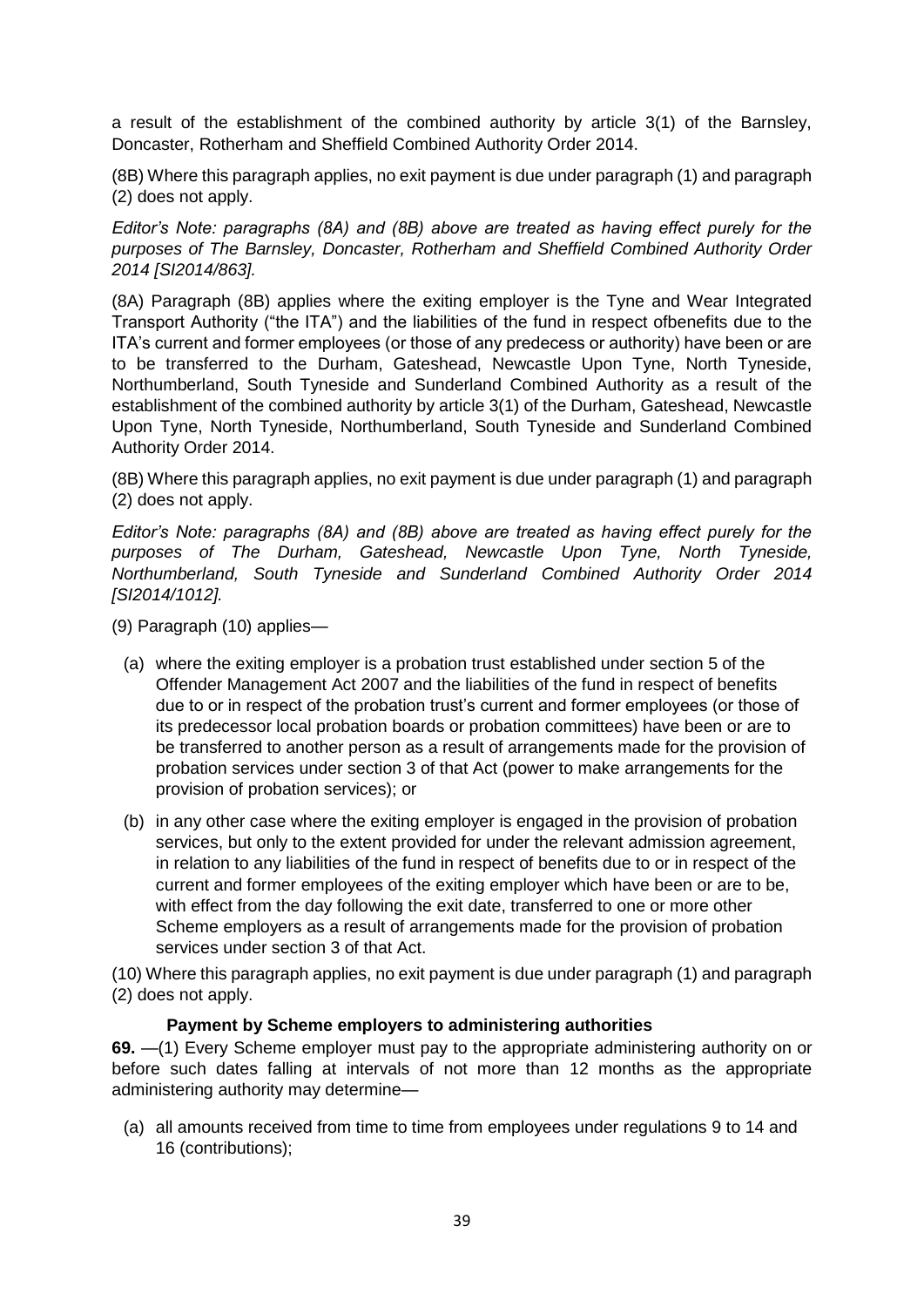a result of the establishment of the combined authority by article 3(1) of the Barnsley, Doncaster, Rotherham and Sheffield Combined Authority Order 2014.

(8B) Where this paragraph applies, no exit payment is due under paragraph (1) and paragraph (2) does not apply.

*Editor's Note: paragraphs (8A) and (8B) above are treated as having effect purely for the purposes of The Barnsley, Doncaster, Rotherham and Sheffield Combined Authority Order 2014 [SI2014/863].*

(8A) Paragraph (8B) applies where the exiting employer is the Tyne and Wear Integrated Transport Authority ("the ITA") and the liabilities of the fund in respect ofbenefits due to the ITA's current and former employees (or those of any predecess or authority) have been or are to be transferred to the Durham, Gateshead, Newcastle Upon Tyne, North Tyneside, Northumberland, South Tyneside and Sunderland Combined Authority as a result of the establishment of the combined authority by article 3(1) of the Durham, Gateshead, Newcastle Upon Tyne, North Tyneside, Northumberland, South Tyneside and Sunderland Combined Authority Order 2014.

(8B) Where this paragraph applies, no exit payment is due under paragraph (1) and paragraph (2) does not apply.

*Editor's Note: paragraphs (8A) and (8B) above are treated as having effect purely for the purposes of The Durham, Gateshead, Newcastle Upon Tyne, North Tyneside, Northumberland, South Tyneside and Sunderland Combined Authority Order 2014 [SI2014/1012].*

(9) Paragraph (10) applies—

- (a) where the exiting employer is a probation trust established under section 5 of the Offender Management Act 2007 and the liabilities of the fund in respect of benefits due to or in respect of the probation trust's current and former employees (or those of its predecessor local probation boards or probation committees) have been or are to be transferred to another person as a result of arrangements made for the provision of probation services under section 3 of that Act (power to make arrangements for the provision of probation services); or
- (b) in any other case where the exiting employer is engaged in the provision of probation services, but only to the extent provided for under the relevant admission agreement, in relation to any liabilities of the fund in respect of benefits due to or in respect of the current and former employees of the exiting employer which have been or are to be, with effect from the day following the exit date, transferred to one or more other Scheme employers as a result of arrangements made for the provision of probation services under section 3 of that Act.

(10) Where this paragraph applies, no exit payment is due under paragraph (1) and paragraph (2) does not apply.

### Payment by Scheme employers to administering authorities

**69.** —(1) Every Scheme employer must pay to the appropriate administering authority on or before such dates falling at intervals of not more than 12 months as the appropriate administering authority may determine—

- (a) all amounts received from time to time from employees under regulations 9 to 14 and 16 (contributions);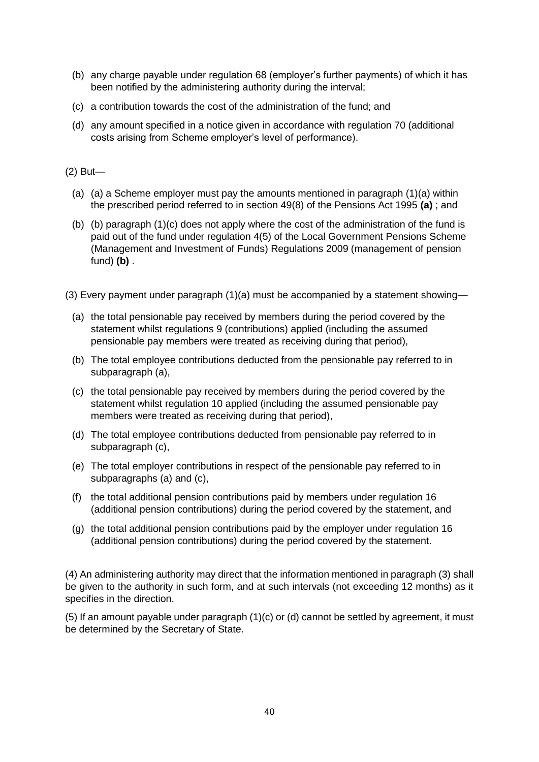(b) any charge payable under regulation 68 (employer's further payments) of which it has been notified by the administering authority during the interval;

(c) a contribution towards the cost of the administration of the fund; and

(d) any amount specified in a notice given in accordance with regulation 70 (additional costs arising from Scheme employer's level of performance).

(2) But—

(a) (a) a Scheme employer must pay the amounts mentioned in paragraph (1)(a) within the prescribed period referred to in section 49(8) of the Pensions Act 1995 **(a)** ; and

(b) (b) paragraph (1)(c) does not apply where the cost of the administration of the fund is paid out of the fund under regulation 4(5) of the Local Government Pensions Scheme (Management and Investment of Funds) Regulations 2009 (management of pension fund) **(b)** .

(3) Every payment under paragraph (1)(a) must be accompanied by a statement showing—

(a) the total pensionable pay received by members during the period covered by the statement whilst regulations 9 (contributions) applied (including the assumed pensionable pay members were treated as receiving during that period),

(b) The total employee contributions deducted from the pensionable pay referred to in subparagraph (a),

(c) the total pensionable pay received by members during the period covered by the statement whilst regulation 10 applied (including the assumed pensionable pay members were treated as receiving during that period),

(d) The total employee contributions deducted from pensionable pay referred to in subparagraph (c),

(e) The total employer contributions in respect of the pensionable pay referred to in subparagraphs (a) and (c),

(f) the total additional pension contributions paid by members under regulation 16 (additional pension contributions) during the period covered by the statement, and

(g) the total additional pension contributions paid by the employer under regulation 16 (additional pension contributions) during the period covered by the statement.

(4) An administering authority may direct that the information mentioned in paragraph (3) shall be given to the authority in such form, and at such intervals (not exceeding 12 months) as it specifies in the direction.

(5) If an amount payable under paragraph (1)(c) or (d) cannot be settled by agreement, it must be determined by the Secretary of State.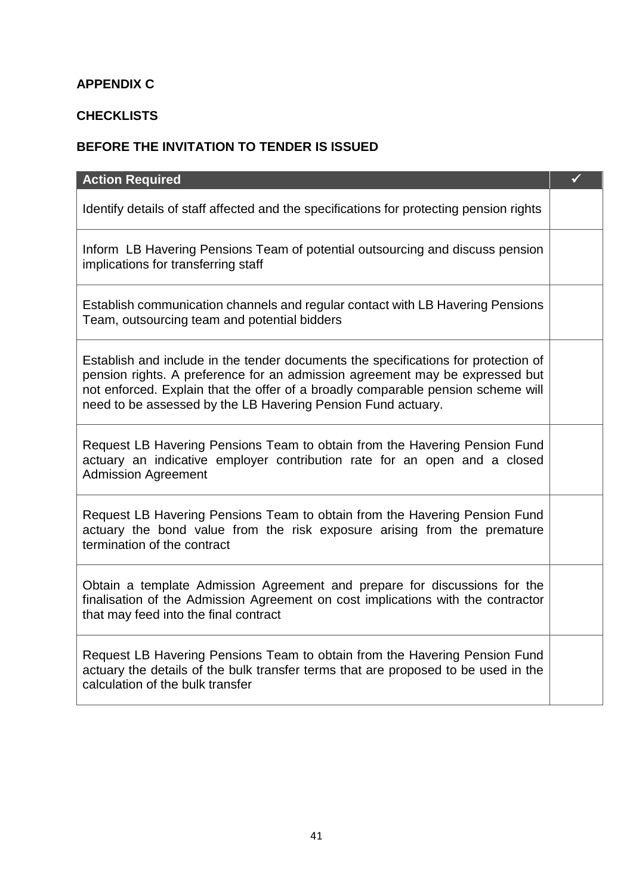**APPENDIX C**

**CHECKLISTS**

**BEFORE THE INVITATION TO TENDER IS ISSUED**

| Action Required | ✓ |
| --- | --- |
| Identify details of staff affected and the specifications for protecting pension rights | |
| Inform LB Havering Pensions Team of potential outsourcing and discuss pension implications for transferring staff | |
| Establish communication channels and regular contact with LB Havering Pensions Team, outsourcing team and potential bidders | |
| Establish and include in the tender documents the specifications for protection of pension rights. A preference for an admission agreement may be expressed but not enforced. Explain that the offer of a broadly comparable pension scheme will need to be assessed by the LB Havering Pension Fund actuary. | |
| Request LB Havering Pensions Team to obtain from the Havering Pension Fund actuary an indicative employer contribution rate for an open and a closed Admission Agreement | |
| Request LB Havering Pensions Team to obtain from the Havering Pension Fund actuary the bond value from the risk exposure arising from the premature termination of the contract | |
| Obtain a template Admission Agreement and prepare for discussions for the finalisation of the Admission Agreement on cost implications with the contractor that may feed into the final contract | |
| Request LB Havering Pensions Team to obtain from the Havering Pension Fund actuary the details of the bulk transfer terms that are proposed to be used in the calculation of the bulk transfer | |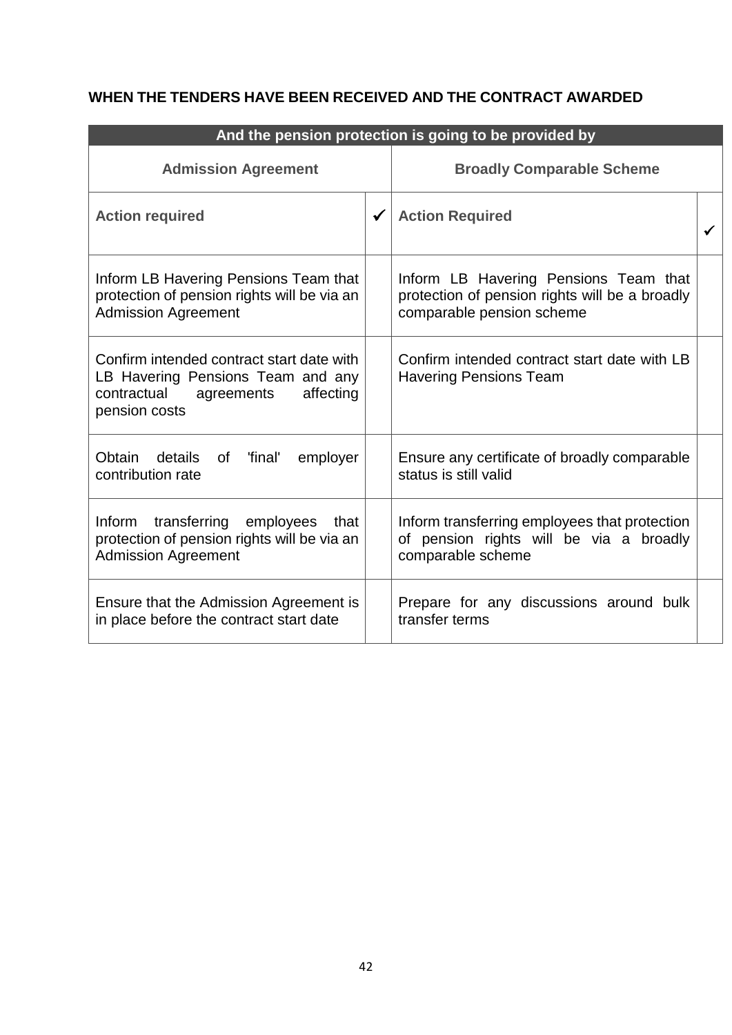**WHEN THE TENDERS HAVE BEEN RECEIVED AND THE CONTRACT AWARDED**

| And the pension protection is going to be provided by | | | |
|---|---|---|---|
| **Admission Agreement** | | **Broadly Comparable Scheme** | |
| **Action required** | ✓ | **Action Required** | ✓ |
| Inform LB Havering Pensions Team that protection of pension rights will be via an Admission Agreement | | Inform LB Havering Pensions Team that protection of pension rights will be a broadly comparable pension scheme | |
| Confirm intended contract start date with LB Havering Pensions Team and any contractual agreements affecting pension costs | | Confirm intended contract start date with LB Havering Pensions Team | |
| Obtain details of 'final' employer contribution rate | | Ensure any certificate of broadly comparable status is still valid | |
| Inform transferring employees that protection of pension rights will be via an Admission Agreement | | Inform transferring employees that protection of pension rights will be via a broadly comparable scheme | |
| Ensure that the Admission Agreement is in place before the contract start date | | Prepare for any discussions around bulk transfer terms | |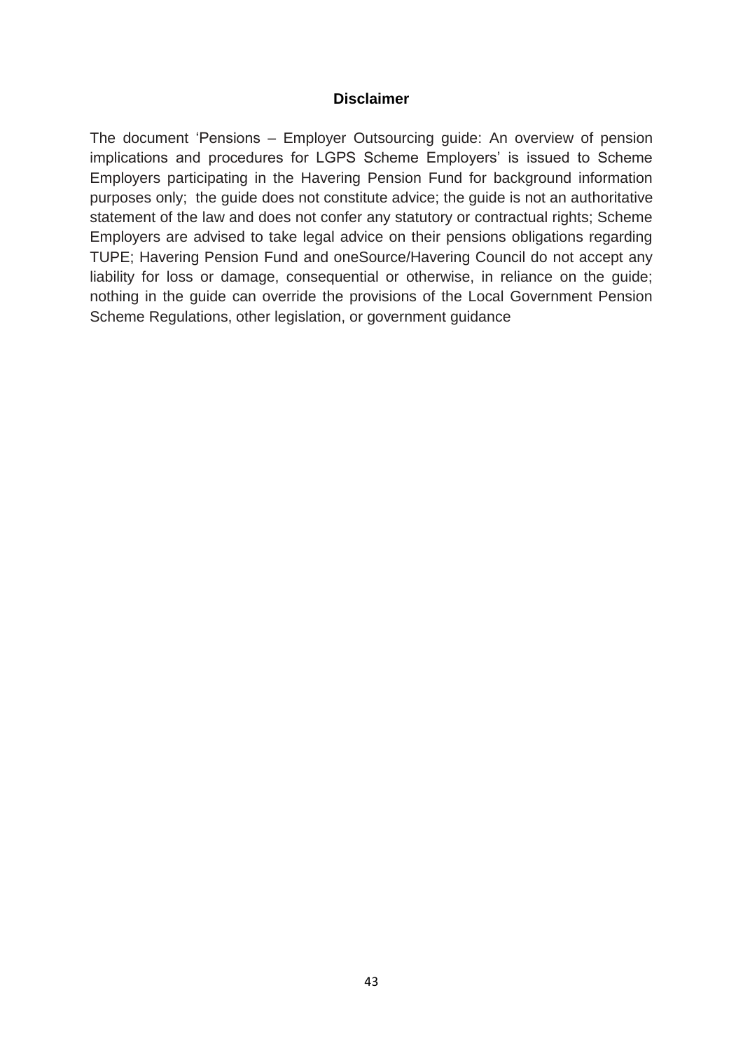**Disclaimer**

The document 'Pensions – Employer Outsourcing guide: An overview of pension implications and procedures for LGPS Scheme Employers' is issued to Scheme Employers participating in the Havering Pension Fund for background information purposes only; the guide does not constitute advice; the guide is not an authoritative statement of the law and does not confer any statutory or contractual rights; Scheme Employers are advised to take legal advice on their pensions obligations regarding TUPE; Havering Pension Fund and oneSource/Havering Council do not accept any liability for loss or damage, consequential or otherwise, in reliance on the guide; nothing in the guide can override the provisions of the Local Government Pension Scheme Regulations, other legislation, or government guidance